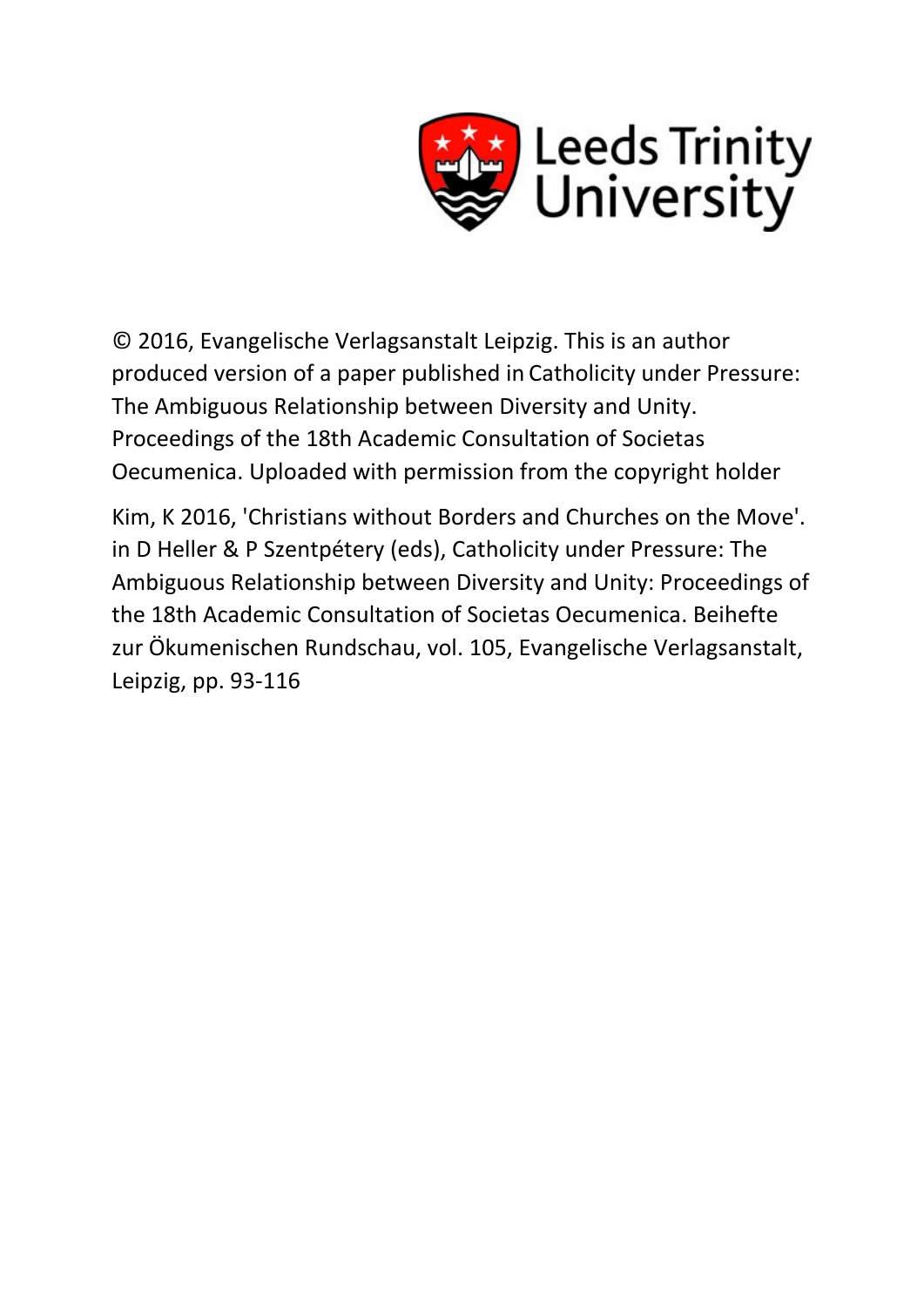Leeds Trinity University

© 2016, Evangelische Verlagsanstalt Leipzig. This is an author produced version of a paper published in Catholicity under Pressure: The Ambiguous Relationship between Diversity and Unity. Proceedings of the 18th Academic Consultation of Societas Oecumenica. Uploaded with permission from the copyright holder

Kim, K 2016, 'Christians without Borders and Churches on the Move'. in D Heller & P Szentpétery (eds), Catholicity under Pressure: The Ambiguous Relationship between Diversity and Unity: Proceedings of the 18th Academic Consultation of Societas Oecumenica. Beihefte zur Ökumenischen Rundschau, vol. 105, Evangelische Verlagsanstalt, Leipzig, pp. 93-116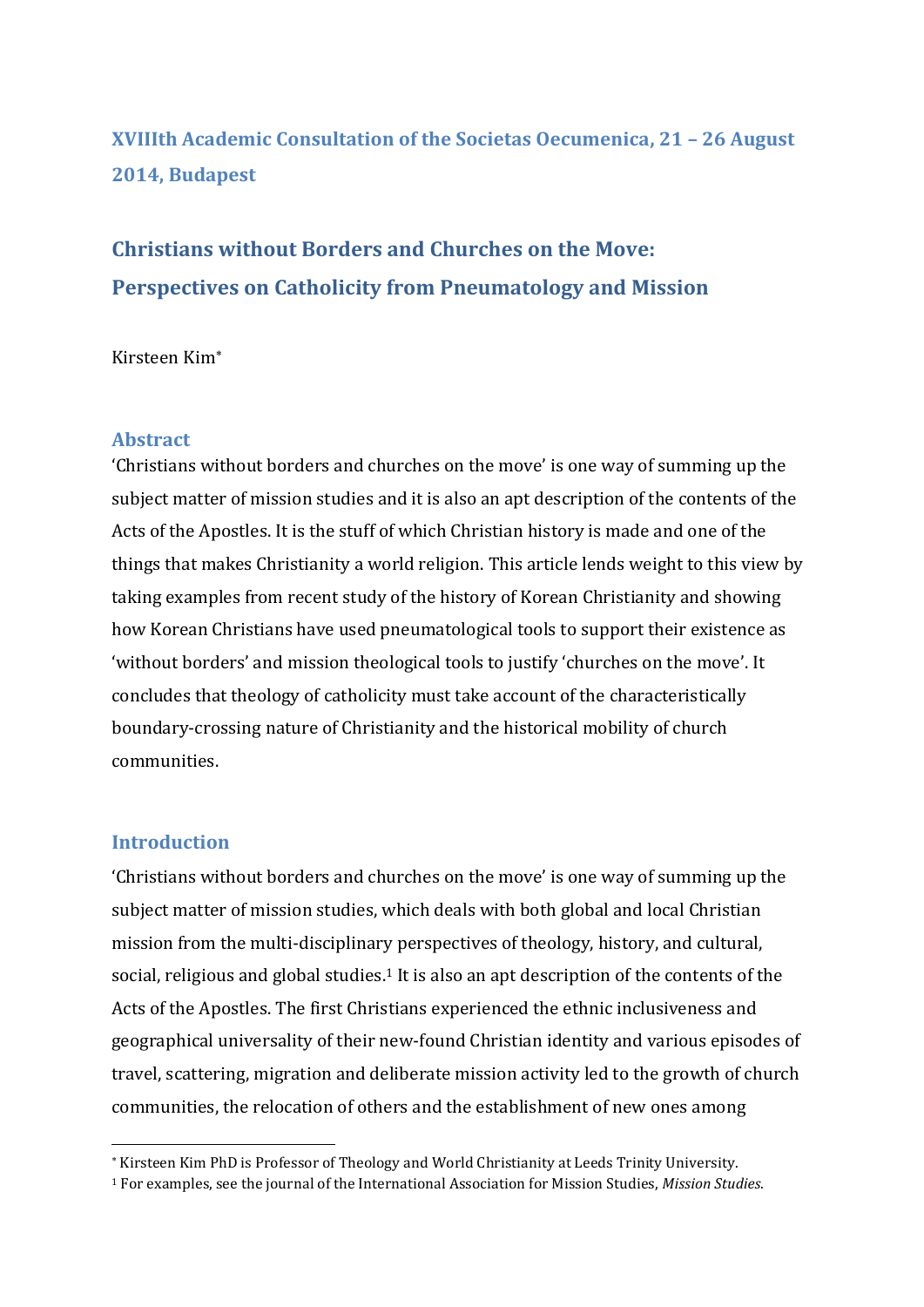**XVIIIth Academic Consultation of the Societas Oecumenica, 21 – 26 August 2014, Budapest**

# Christians without Borders and Churches on the Move: Perspectives on Catholicity from Pneumatology and Mission

Kirsteen Kim*

## Abstract

'Christians without borders and churches on the move' is one way of summing up the subject matter of mission studies and it is also an apt description of the contents of the Acts of the Apostles. It is the stuff of which Christian history is made and one of the things that makes Christianity a world religion. This article lends weight to this view by taking examples from recent study of the history of Korean Christianity and showing how Korean Christians have used pneumatological tools to support their existence as 'without borders' and mission theological tools to justify 'churches on the move'. It concludes that theology of catholicity must take account of the characteristically boundary-crossing nature of Christianity and the historical mobility of church communities.

## Introduction

'Christians without borders and churches on the move' is one way of summing up the subject matter of mission studies, which deals with both global and local Christian mission from the multi-disciplinary perspectives of theology, history, and cultural, social, religious and global studies.[1] It is also an apt description of the contents of the Acts of the Apostles. The first Christians experienced the ethnic inclusiveness and geographical universality of their new-found Christian identity and various episodes of travel, scattering, migration and deliberate mission activity led to the growth of church communities, the relocation of others and the establishment of new ones among

---

* Kirsteen Kim PhD is Professor of Theology and World Christianity at Leeds Trinity University.

[1] For examples, see the journal of the International Association for Mission Studies, *Mission Studies*.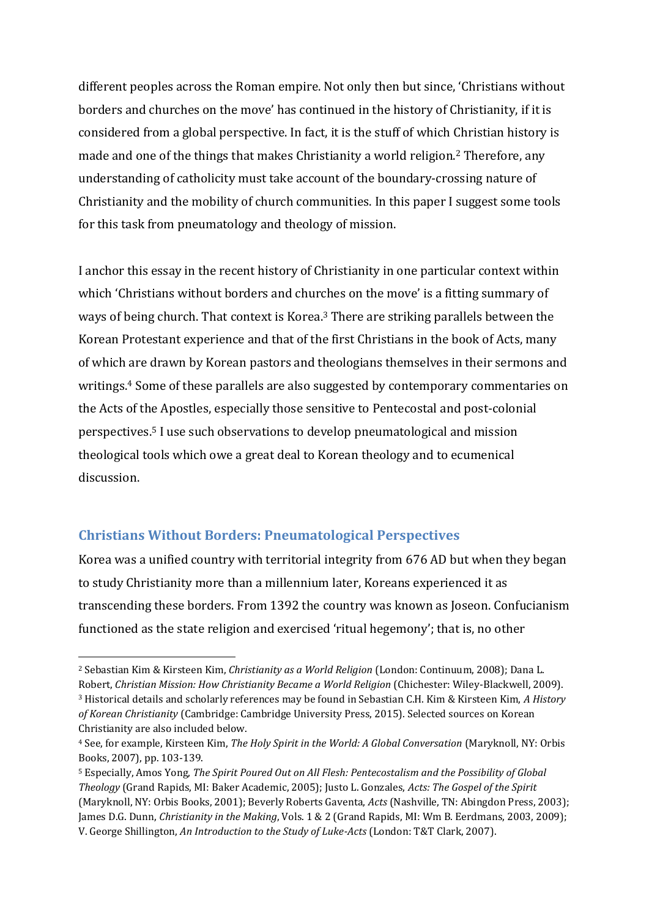different peoples across the Roman empire. Not only then but since, 'Christians without borders and churches on the move' has continued in the history of Christianity, if it is considered from a global perspective. In fact, it is the stuff of which Christian history is made and one of the things that makes Christianity a world religion.[2] Therefore, any understanding of catholicity must take account of the boundary-crossing nature of Christianity and the mobility of church communities. In this paper I suggest some tools for this task from pneumatology and theology of mission.

I anchor this essay in the recent history of Christianity in one particular context within which 'Christians without borders and churches on the move' is a fitting summary of ways of being church. That context is Korea.[3] There are striking parallels between the Korean Protestant experience and that of the first Christians in the book of Acts, many of which are drawn by Korean pastors and theologians themselves in their sermons and writings.[4] Some of these parallels are also suggested by contemporary commentaries on the Acts of the Apostles, especially those sensitive to Pentecostal and post-colonial perspectives.[5] I use such observations to develop pneumatological and mission theological tools which owe a great deal to Korean theology and to ecumenical discussion.

## Christians Without Borders: Pneumatological Perspectives

Korea was a unified country with territorial integrity from 676 AD but when they began to study Christianity more than a millennium later, Koreans experienced it as transcending these borders. From 1392 the country was known as Joseon. Confucianism functioned as the state religion and exercised 'ritual hegemony'; that is, no other

---

[2] Sebastian Kim & Kirsteen Kim, *Christianity as a World Religion* (London: Continuum, 2008); Dana L. Robert, *Christian Mission: How Christianity Became a World Religion* (Chichester: Wiley-Blackwell, 2009).

[3] Historical details and scholarly references may be found in Sebastian C.H. Kim & Kirsteen Kim, *A History of Korean Christianity* (Cambridge: Cambridge University Press, 2015). Selected sources on Korean Christianity are also included below.

[4] See, for example, Kirsteen Kim, *The Holy Spirit in the World: A Global Conversation* (Maryknoll, NY: Orbis Books, 2007), pp. 103-139.

[5] Especially, Amos Yong, *The Spirit Poured Out on All Flesh: Pentecostalism and the Possibility of Global Theology* (Grand Rapids, MI: Baker Academic, 2005); Justo L. Gonzales, *Acts: The Gospel of the Spirit* (Maryknoll, NY: Orbis Books, 2001); Beverly Roberts Gaventa, *Acts* (Nashville, TN: Abingdon Press, 2003); James D.G. Dunn, *Christianity in the Making*, Vols. 1 & 2 (Grand Rapids, MI: Wm B. Eerdmans, 2003, 2009); V. George Shillington, *An Introduction to the Study of Luke-Acts* (London: T&T Clark, 2007).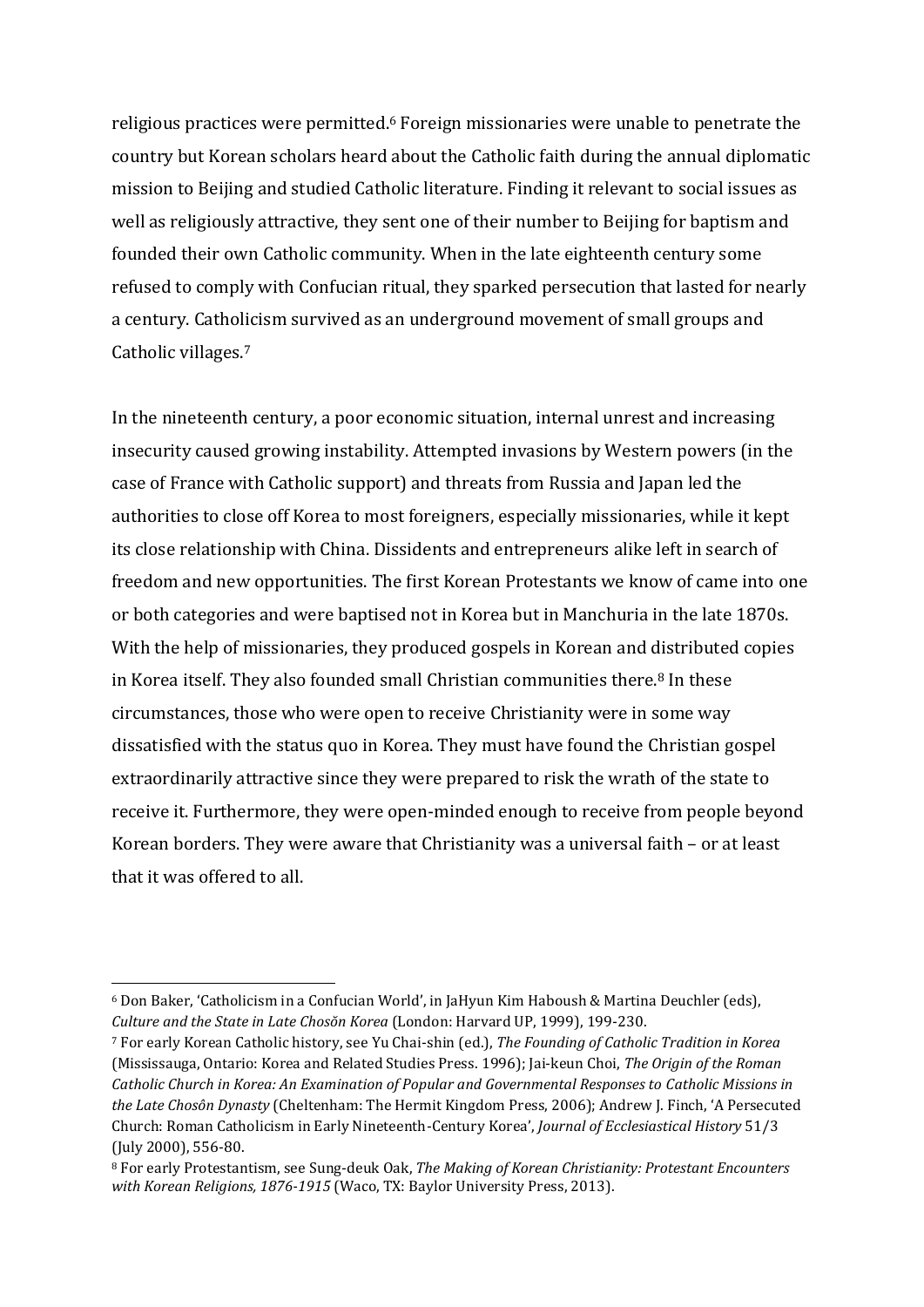religious practices were permitted.[6] Foreign missionaries were unable to penetrate the country but Korean scholars heard about the Catholic faith during the annual diplomatic mission to Beijing and studied Catholic literature. Finding it relevant to social issues as well as religiously attractive, they sent one of their number to Beijing for baptism and founded their own Catholic community. When in the late eighteenth century some refused to comply with Confucian ritual, they sparked persecution that lasted for nearly a century. Catholicism survived as an underground movement of small groups and Catholic villages.[7]

In the nineteenth century, a poor economic situation, internal unrest and increasing insecurity caused growing instability. Attempted invasions by Western powers (in the case of France with Catholic support) and threats from Russia and Japan led the authorities to close off Korea to most foreigners, especially missionaries, while it kept its close relationship with China. Dissidents and entrepreneurs alike left in search of freedom and new opportunities. The first Korean Protestants we know of came into one or both categories and were baptised not in Korea but in Manchuria in the late 1870s. With the help of missionaries, they produced gospels in Korean and distributed copies in Korea itself. They also founded small Christian communities there.[8] In these circumstances, those who were open to receive Christianity were in some way dissatisfied with the status quo in Korea. They must have found the Christian gospel extraordinarily attractive since they were prepared to risk the wrath of the state to receive it. Furthermore, they were open-minded enough to receive from people beyond Korean borders. They were aware that Christianity was a universal faith – or at least that it was offered to all.

---

[6] Don Baker, 'Catholicism in a Confucian World', in JaHyun Kim Haboush & Martina Deuchler (eds), *Culture and the State in Late Chosŏn Korea* (London: Harvard UP, 1999), 199-230.

[7] For early Korean Catholic history, see Yu Chai-shin (ed.), *The Founding of Catholic Tradition in Korea* (Mississauga, Ontario: Korea and Related Studies Press. 1996); Jai-keun Choi, *The Origin of the Roman Catholic Church in Korea: An Examination of Popular and Governmental Responses to Catholic Missions in the Late Chosôn Dynasty* (Cheltenham: The Hermit Kingdom Press, 2006); Andrew J. Finch, 'A Persecuted Church: Roman Catholicism in Early Nineteenth-Century Korea', *Journal of Ecclesiastical History* 51/3 (July 2000), 556-80.

[8] For early Protestantism, see Sung-deuk Oak, *The Making of Korean Christianity: Protestant Encounters with Korean Religions, 1876-1915* (Waco, TX: Baylor University Press, 2013).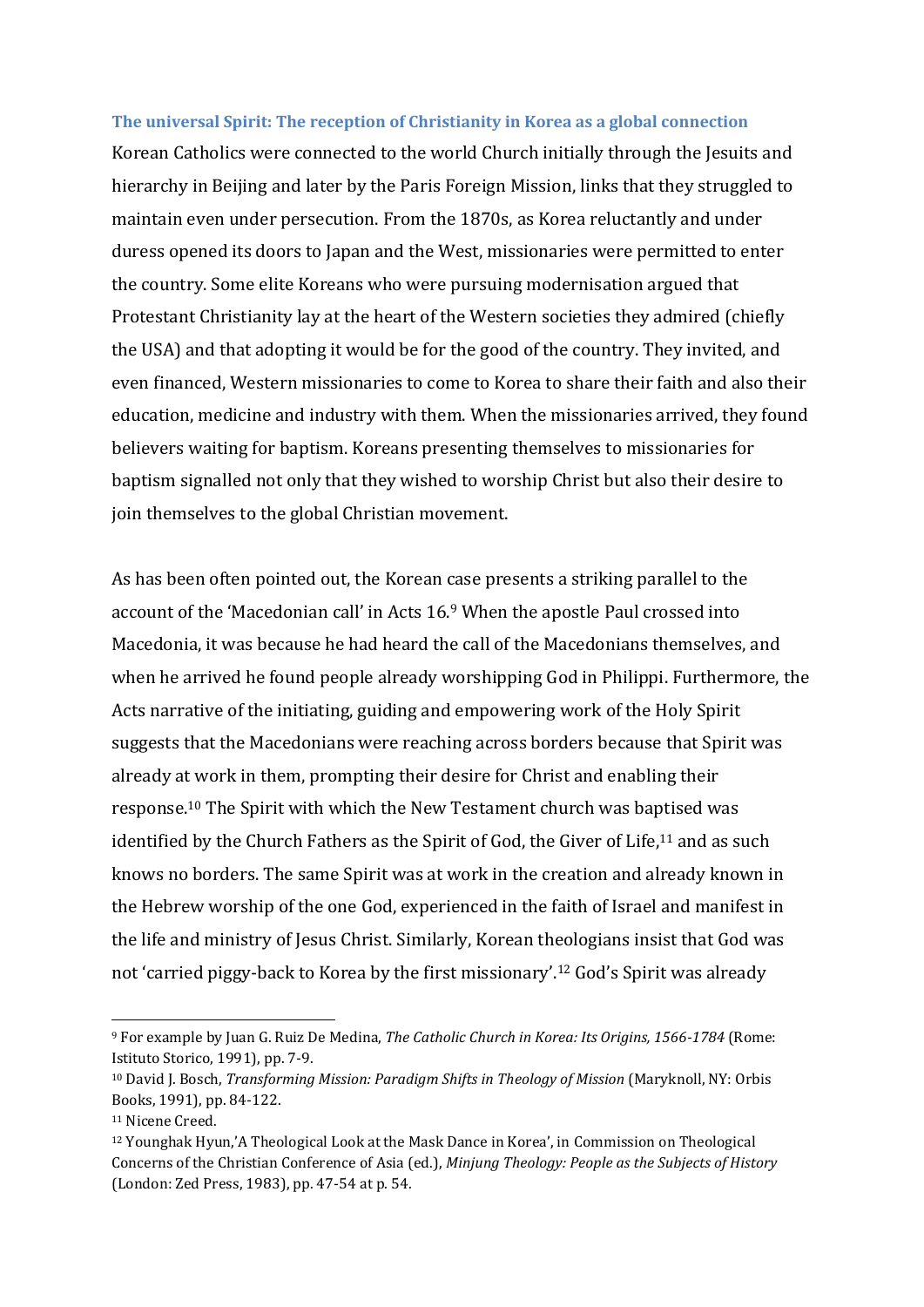### The universal Spirit: The reception of Christianity in Korea as a global connection

Korean Catholics were connected to the world Church initially through the Jesuits and hierarchy in Beijing and later by the Paris Foreign Mission, links that they struggled to maintain even under persecution. From the 1870s, as Korea reluctantly and under duress opened its doors to Japan and the West, missionaries were permitted to enter the country. Some elite Koreans who were pursuing modernisation argued that Protestant Christianity lay at the heart of the Western societies they admired (chiefly the USA) and that adopting it would be for the good of the country. They invited, and even financed, Western missionaries to come to Korea to share their faith and also their education, medicine and industry with them. When the missionaries arrived, they found believers waiting for baptism. Koreans presenting themselves to missionaries for baptism signalled not only that they wished to worship Christ but also their desire to join themselves to the global Christian movement.

As has been often pointed out, the Korean case presents a striking parallel to the account of the 'Macedonian call' in Acts 16.[9] When the apostle Paul crossed into Macedonia, it was because he had heard the call of the Macedonians themselves, and when he arrived he found people already worshipping God in Philippi. Furthermore, the Acts narrative of the initiating, guiding and empowering work of the Holy Spirit suggests that the Macedonians were reaching across borders because that Spirit was already at work in them, prompting their desire for Christ and enabling their response.[10] The Spirit with which the New Testament church was baptised was identified by the Church Fathers as the Spirit of God, the Giver of Life,[11] and as such knows no borders. The same Spirit was at work in the creation and already known in the Hebrew worship of the one God, experienced in the faith of Israel and manifest in the life and ministry of Jesus Christ. Similarly, Korean theologians insist that God was not 'carried piggy-back to Korea by the first missionary'.[12] God's Spirit was already

---

[9] For example by Juan G. Ruiz De Medina, *The Catholic Church in Korea: Its Origins, 1566-1784* (Rome: Istituto Storico, 1991), pp. 7-9.

[10] David J. Bosch, *Transforming Mission: Paradigm Shifts in Theology of Mission* (Maryknoll, NY: Orbis Books, 1991), pp. 84-122.

[11] Nicene Creed.

[12] Younghak Hyun,'A Theological Look at the Mask Dance in Korea', in Commission on Theological Concerns of the Christian Conference of Asia (ed.), *Minjung Theology: People as the Subjects of History* (London: Zed Press, 1983), pp. 47-54 at p. 54.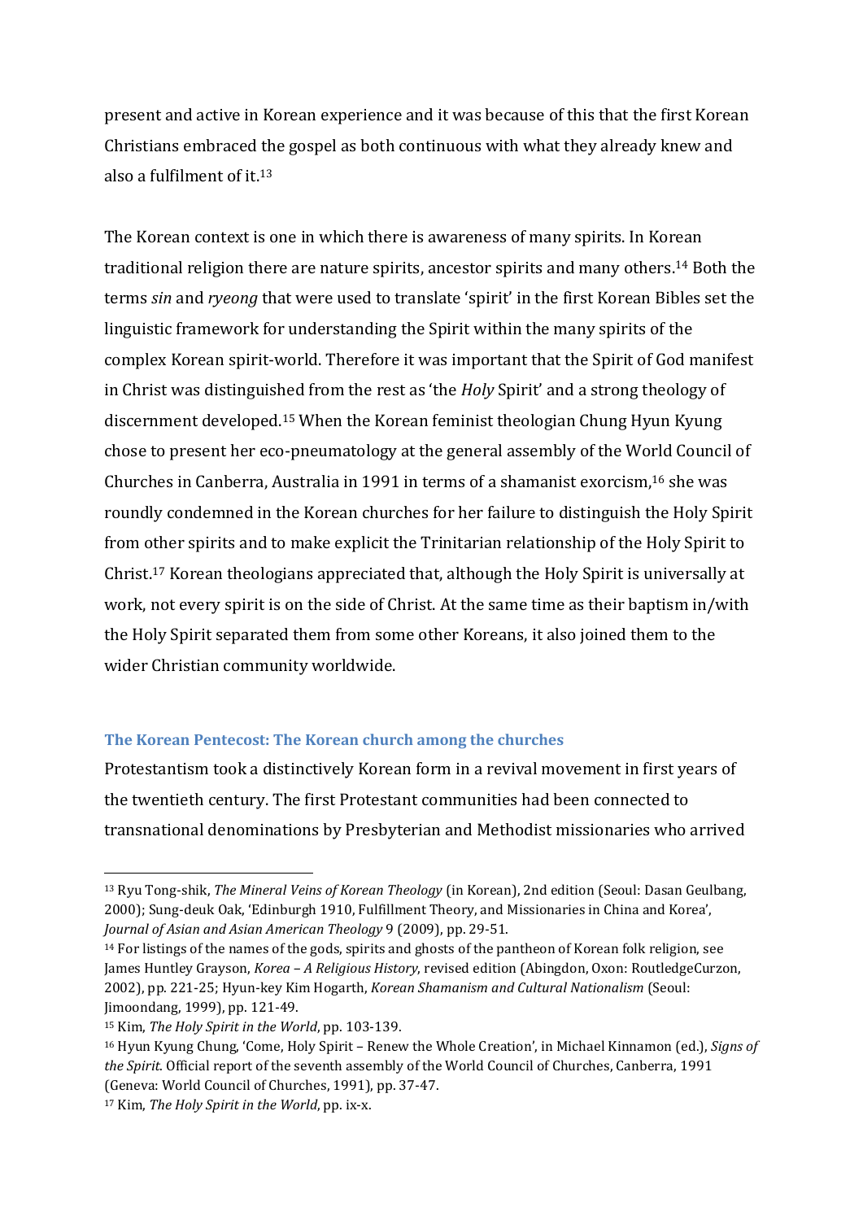present and active in Korean experience and it was because of this that the first Korean Christians embraced the gospel as both continuous with what they already knew and also a fulfilment of it.[13]

The Korean context is one in which there is awareness of many spirits. In Korean traditional religion there are nature spirits, ancestor spirits and many others.[14] Both the terms *sin* and *ryeong* that were used to translate 'spirit' in the first Korean Bibles set the linguistic framework for understanding the Spirit within the many spirits of the complex Korean spirit-world. Therefore it was important that the Spirit of God manifest in Christ was distinguished from the rest as 'the *Holy* Spirit' and a strong theology of discernment developed.[15] When the Korean feminist theologian Chung Hyun Kyung chose to present her eco-pneumatology at the general assembly of the World Council of Churches in Canberra, Australia in 1991 in terms of a shamanist exorcism,[16] she was roundly condemned in the Korean churches for her failure to distinguish the Holy Spirit from other spirits and to make explicit the Trinitarian relationship of the Holy Spirit to Christ.[17] Korean theologians appreciated that, although the Holy Spirit is universally at work, not every spirit is on the side of Christ. At the same time as their baptism in/with the Holy Spirit separated them from some other Koreans, it also joined them to the wider Christian community worldwide.

### The Korean Pentecost: The Korean church among the churches

Protestantism took a distinctively Korean form in a revival movement in first years of the twentieth century. The first Protestant communities had been connected to transnational denominations by Presbyterian and Methodist missionaries who arrived

---

[13] Ryu Tong-shik, *The Mineral Veins of Korean Theology* (in Korean), 2nd edition (Seoul: Dasan Geulbang, 2000); Sung-deuk Oak, 'Edinburgh 1910, Fulfillment Theory, and Missionaries in China and Korea', *Journal of Asian and Asian American Theology* 9 (2009), pp. 29-51.

[14] For listings of the names of the gods, spirits and ghosts of the pantheon of Korean folk religion, see James Huntley Grayson, *Korea – A Religious History*, revised edition (Abingdon, Oxon: RoutledgeCurzon, 2002), pp. 221-25; Hyun-key Kim Hogarth, *Korean Shamanism and Cultural Nationalism* (Seoul: Jimoondang, 1999), pp. 121-49.

[15] Kim, *The Holy Spirit in the World*, pp. 103-139.

[16] Hyun Kyung Chung, 'Come, Holy Spirit – Renew the Whole Creation', in Michael Kinnamon (ed.), *Signs of the Spirit*. Official report of the seventh assembly of the World Council of Churches, Canberra, 1991 (Geneva: World Council of Churches, 1991), pp. 37-47.

[17] Kim, *The Holy Spirit in the World*, pp. ix-x.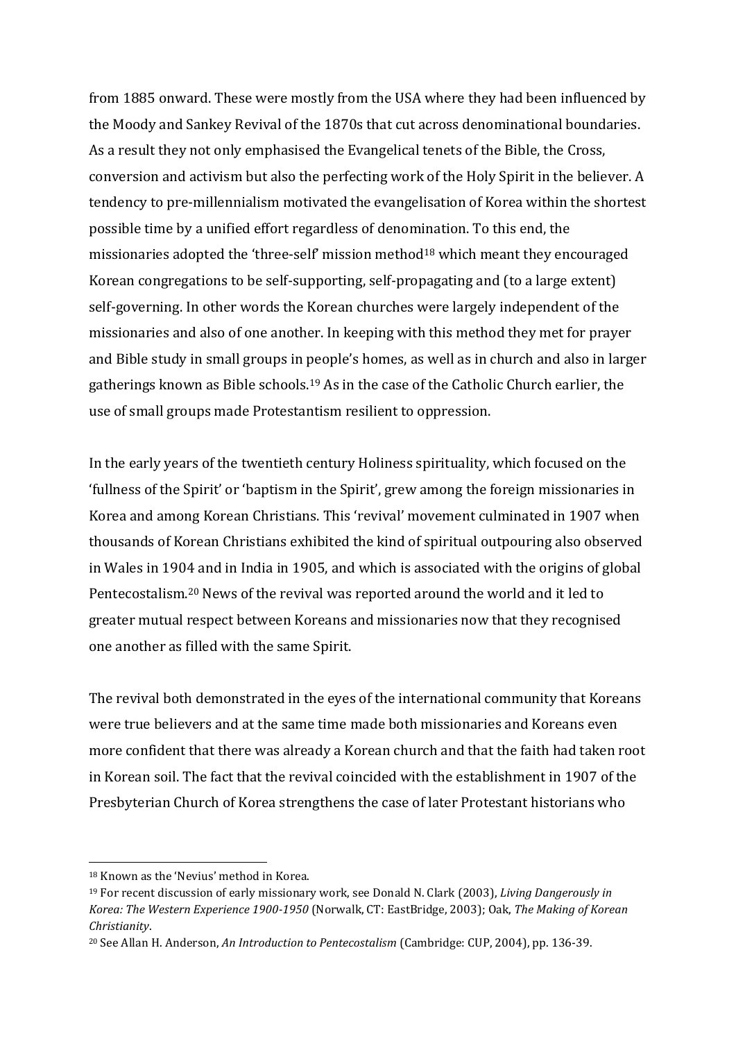from 1885 onward. These were mostly from the USA where they had been influenced by the Moody and Sankey Revival of the 1870s that cut across denominational boundaries. As a result they not only emphasised the Evangelical tenets of the Bible, the Cross, conversion and activism but also the perfecting work of the Holy Spirit in the believer. A tendency to pre-millennialism motivated the evangelisation of Korea within the shortest possible time by a unified effort regardless of denomination. To this end, the missionaries adopted the 'three-self' mission method[18] which meant they encouraged Korean congregations to be self-supporting, self-propagating and (to a large extent) self-governing. In other words the Korean churches were largely independent of the missionaries and also of one another. In keeping with this method they met for prayer and Bible study in small groups in people's homes, as well as in church and also in larger gatherings known as Bible schools.[19] As in the case of the Catholic Church earlier, the use of small groups made Protestantism resilient to oppression.

In the early years of the twentieth century Holiness spirituality, which focused on the 'fullness of the Spirit' or 'baptism in the Spirit', grew among the foreign missionaries in Korea and among Korean Christians. This 'revival' movement culminated in 1907 when thousands of Korean Christians exhibited the kind of spiritual outpouring also observed in Wales in 1904 and in India in 1905, and which is associated with the origins of global Pentecostalism.[20] News of the revival was reported around the world and it led to greater mutual respect between Koreans and missionaries now that they recognised one another as filled with the same Spirit.

The revival both demonstrated in the eyes of the international community that Koreans were true believers and at the same time made both missionaries and Koreans even more confident that there was already a Korean church and that the faith had taken root in Korean soil. The fact that the revival coincided with the establishment in 1907 of the Presbyterian Church of Korea strengthens the case of later Protestant historians who

---

[18] Known as the 'Nevius' method in Korea.

[19] For recent discussion of early missionary work, see Donald N. Clark (2003), *Living Dangerously in Korea: The Western Experience 1900-1950* (Norwalk, CT: EastBridge, 2003); Oak, *The Making of Korean Christianity*.

[20] See Allan H. Anderson, *An Introduction to Pentecostalism* (Cambridge: CUP, 2004), pp. 136-39.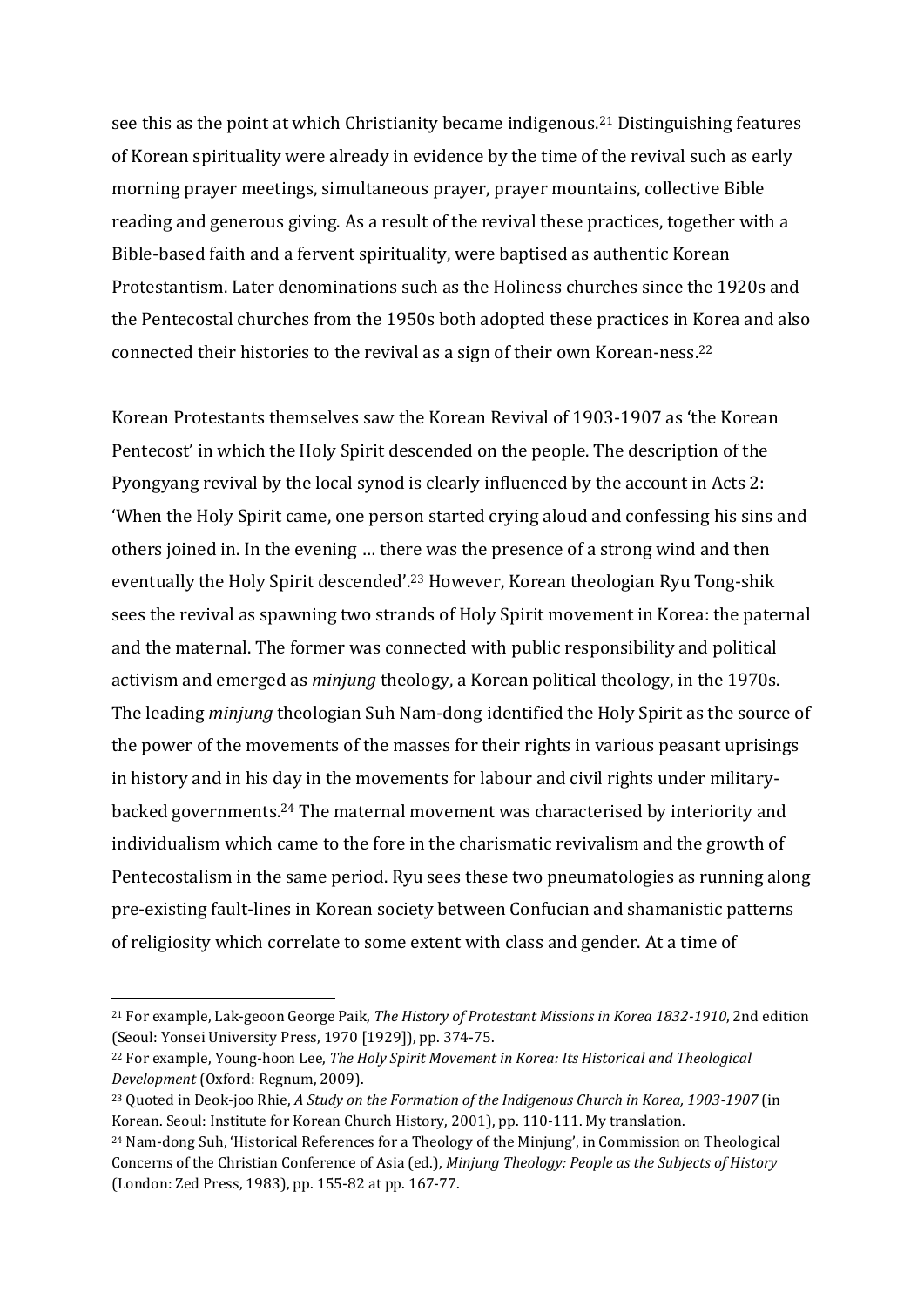see this as the point at which Christianity became indigenous.[21] Distinguishing features of Korean spirituality were already in evidence by the time of the revival such as early morning prayer meetings, simultaneous prayer, prayer mountains, collective Bible reading and generous giving. As a result of the revival these practices, together with a Bible-based faith and a fervent spirituality, were baptised as authentic Korean Protestantism. Later denominations such as the Holiness churches since the 1920s and the Pentecostal churches from the 1950s both adopted these practices in Korea and also connected their histories to the revival as a sign of their own Korean-ness.[22]

Korean Protestants themselves saw the Korean Revival of 1903-1907 as 'the Korean Pentecost' in which the Holy Spirit descended on the people. The description of the Pyongyang revival by the local synod is clearly influenced by the account in Acts 2: 'When the Holy Spirit came, one person started crying aloud and confessing his sins and others joined in. In the evening … there was the presence of a strong wind and then eventually the Holy Spirit descended'.[23] However, Korean theologian Ryu Tong-shik sees the revival as spawning two strands of Holy Spirit movement in Korea: the paternal and the maternal. The former was connected with public responsibility and political activism and emerged as *minjung* theology, a Korean political theology, in the 1970s. The leading *minjung* theologian Suh Nam-dong identified the Holy Spirit as the source of the power of the movements of the masses for their rights in various peasant uprisings in history and in his day in the movements for labour and civil rights under military-backed governments.[24] The maternal movement was characterised by interiority and individualism which came to the fore in the charismatic revivalism and the growth of Pentecostalism in the same period. Ryu sees these two pneumatologies as running along pre-existing fault-lines in Korean society between Confucian and shamanistic patterns of religiosity which correlate to some extent with class and gender. At a time of

---

[21] For example, Lak-geoon George Paik, *The History of Protestant Missions in Korea 1832-1910*, 2nd edition (Seoul: Yonsei University Press, 1970 [1929]), pp. 374-75.

[22] For example, Young-hoon Lee, *The Holy Spirit Movement in Korea: Its Historical and Theological Development* (Oxford: Regnum, 2009).

[23] Quoted in Deok-joo Rhie, *A Study on the Formation of the Indigenous Church in Korea, 1903-1907* (in Korean. Seoul: Institute for Korean Church History, 2001), pp. 110-111. My translation.

[24] Nam-dong Suh, 'Historical References for a Theology of the Minjung', in Commission on Theological Concerns of the Christian Conference of Asia (ed.), *Minjung Theology: People as the Subjects of History* (London: Zed Press, 1983), pp. 155-82 at pp. 167-77.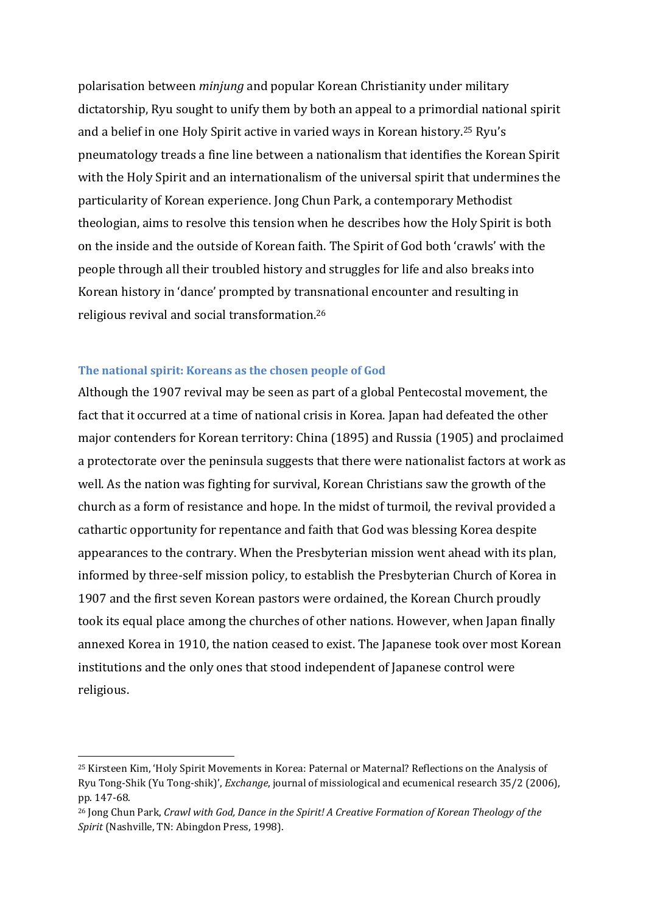polarisation between *minjung* and popular Korean Christianity under military dictatorship, Ryu sought to unify them by both an appeal to a primordial national spirit and a belief in one Holy Spirit active in varied ways in Korean history.[25] Ryu's pneumatology treads a fine line between a nationalism that identifies the Korean Spirit with the Holy Spirit and an internationalism of the universal spirit that undermines the particularity of Korean experience. Jong Chun Park, a contemporary Methodist theologian, aims to resolve this tension when he describes how the Holy Spirit is both on the inside and the outside of Korean faith. The Spirit of God both 'crawls' with the people through all their troubled history and struggles for life and also breaks into Korean history in 'dance' prompted by transnational encounter and resulting in religious revival and social transformation.[26]

### The national spirit: Koreans as the chosen people of God

Although the 1907 revival may be seen as part of a global Pentecostal movement, the fact that it occurred at a time of national crisis in Korea. Japan had defeated the other major contenders for Korean territory: China (1895) and Russia (1905) and proclaimed a protectorate over the peninsula suggests that there were nationalist factors at work as well. As the nation was fighting for survival, Korean Christians saw the growth of the church as a form of resistance and hope. In the midst of turmoil, the revival provided a cathartic opportunity for repentance and faith that God was blessing Korea despite appearances to the contrary. When the Presbyterian mission went ahead with its plan, informed by three-self mission policy, to establish the Presbyterian Church of Korea in 1907 and the first seven Korean pastors were ordained, the Korean Church proudly took its equal place among the churches of other nations. However, when Japan finally annexed Korea in 1910, the nation ceased to exist. The Japanese took over most Korean institutions and the only ones that stood independent of Japanese control were religious.

---

[25] Kirsteen Kim, 'Holy Spirit Movements in Korea: Paternal or Maternal? Reflections on the Analysis of Ryu Tong-Shik (Yu Tong-shik)', *Exchange*, journal of missiological and ecumenical research 35/2 (2006), pp. 147-68.

[26] Jong Chun Park, *Crawl with God, Dance in the Spirit! A Creative Formation of Korean Theology of the Spirit* (Nashville, TN: Abingdon Press, 1998).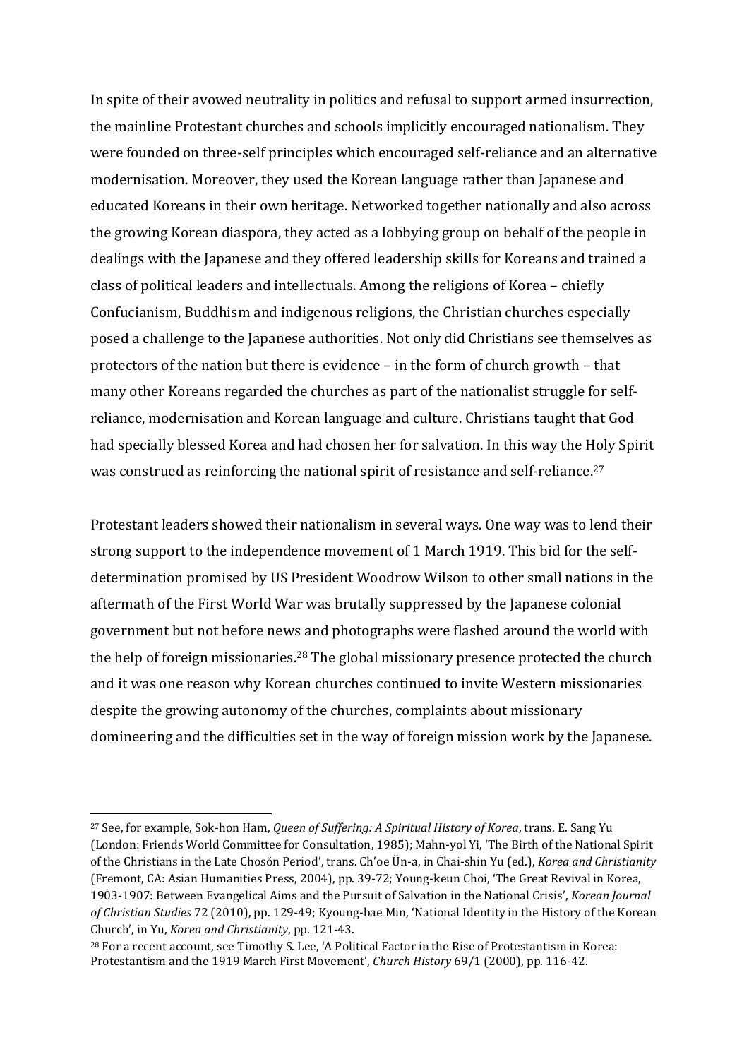In spite of their avowed neutrality in politics and refusal to support armed insurrection, the mainline Protestant churches and schools implicitly encouraged nationalism. They were founded on three-self principles which encouraged self-reliance and an alternative modernisation. Moreover, they used the Korean language rather than Japanese and educated Koreans in their own heritage. Networked together nationally and also across the growing Korean diaspora, they acted as a lobbying group on behalf of the people in dealings with the Japanese and they offered leadership skills for Koreans and trained a class of political leaders and intellectuals. Among the religions of Korea – chiefly Confucianism, Buddhism and indigenous religions, the Christian churches especially posed a challenge to the Japanese authorities. Not only did Christians see themselves as protectors of the nation but there is evidence – in the form of church growth – that many other Koreans regarded the churches as part of the nationalist struggle for self-reliance, modernisation and Korean language and culture. Christians taught that God had specially blessed Korea and had chosen her for salvation. In this way the Holy Spirit was construed as reinforcing the national spirit of resistance and self-reliance.[27]

Protestant leaders showed their nationalism in several ways. One way was to lend their strong support to the independence movement of 1 March 1919. This bid for the self-determination promised by US President Woodrow Wilson to other small nations in the aftermath of the First World War was brutally suppressed by the Japanese colonial government but not before news and photographs were flashed around the world with the help of foreign missionaries.[28] The global missionary presence protected the church and it was one reason why Korean churches continued to invite Western missionaries despite the growing autonomy of the churches, complaints about missionary domineering and the difficulties set in the way of foreign mission work by the Japanese.

---

[27] See, for example, Sok-hon Ham, *Queen of Suffering: A Spiritual History of Korea*, trans. E. Sang Yu (London: Friends World Committee for Consultation, 1985); Mahn-yol Yi, 'The Birth of the National Spirit of the Christians in the Late Chosŏn Period', trans. Ch'oe Ŭn-a, in Chai-shin Yu (ed.), *Korea and Christianity* (Fremont, CA: Asian Humanities Press, 2004), pp. 39-72; Young-keun Choi, 'The Great Revival in Korea, 1903-1907: Between Evangelical Aims and the Pursuit of Salvation in the National Crisis', *Korean Journal of Christian Studies* 72 (2010), pp. 129-49; Kyoung-bae Min, 'National Identity in the History of the Korean Church', in Yu, *Korea and Christianity*, pp. 121-43.

[28] For a recent account, see Timothy S. Lee, 'A Political Factor in the Rise of Protestantism in Korea: Protestantism and the 1919 March First Movement', *Church History* 69/1 (2000), pp. 116-42.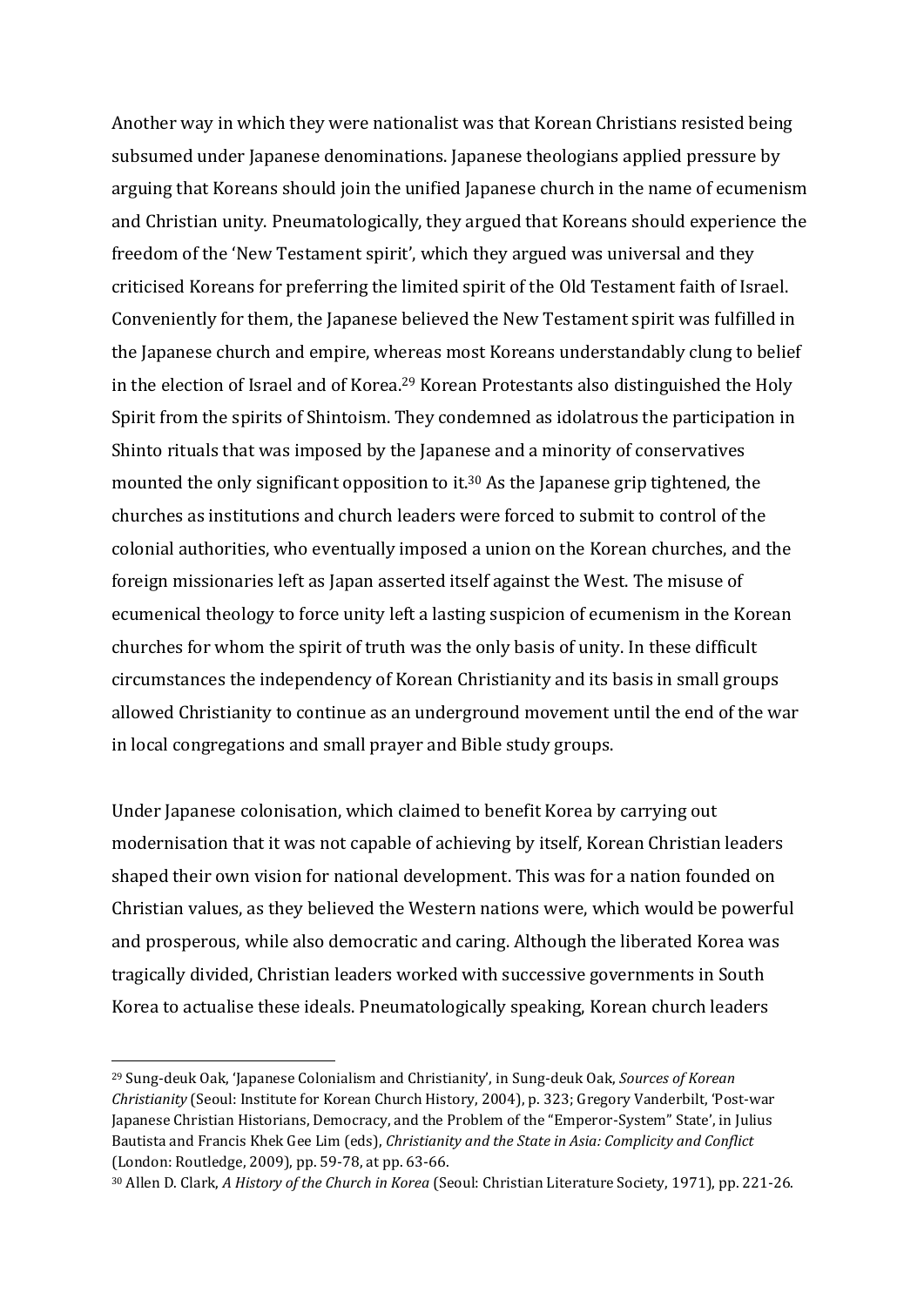Another way in which they were nationalist was that Korean Christians resisted being subsumed under Japanese denominations. Japanese theologians applied pressure by arguing that Koreans should join the unified Japanese church in the name of ecumenism and Christian unity. Pneumatologically, they argued that Koreans should experience the freedom of the 'New Testament spirit', which they argued was universal and they criticised Koreans for preferring the limited spirit of the Old Testament faith of Israel. Conveniently for them, the Japanese believed the New Testament spirit was fulfilled in the Japanese church and empire, whereas most Koreans understandably clung to belief in the election of Israel and of Korea.[29] Korean Protestants also distinguished the Holy Spirit from the spirits of Shintoism. They condemned as idolatrous the participation in Shinto rituals that was imposed by the Japanese and a minority of conservatives mounted the only significant opposition to it.[30] As the Japanese grip tightened, the churches as institutions and church leaders were forced to submit to control of the colonial authorities, who eventually imposed a union on the Korean churches, and the foreign missionaries left as Japan asserted itself against the West. The misuse of ecumenical theology to force unity left a lasting suspicion of ecumenism in the Korean churches for whom the spirit of truth was the only basis of unity. In these difficult circumstances the independency of Korean Christianity and its basis in small groups allowed Christianity to continue as an underground movement until the end of the war in local congregations and small prayer and Bible study groups.

Under Japanese colonisation, which claimed to benefit Korea by carrying out modernisation that it was not capable of achieving by itself, Korean Christian leaders shaped their own vision for national development. This was for a nation founded on Christian values, as they believed the Western nations were, which would be powerful and prosperous, while also democratic and caring. Although the liberated Korea was tragically divided, Christian leaders worked with successive governments in South Korea to actualise these ideals. Pneumatologically speaking, Korean church leaders

---

[29] Sung-deuk Oak, 'Japanese Colonialism and Christianity', in Sung-deuk Oak, *Sources of Korean Christianity* (Seoul: Institute for Korean Church History, 2004), p. 323; Gregory Vanderbilt, 'Post-war Japanese Christian Historians, Democracy, and the Problem of the "Emperor-System" State', in Julius Bautista and Francis Khek Gee Lim (eds), *Christianity and the State in Asia: Complicity and Conflict* (London: Routledge, 2009), pp. 59-78, at pp. 63-66.

[30] Allen D. Clark, *A History of the Church in Korea* (Seoul: Christian Literature Society, 1971), pp. 221-26.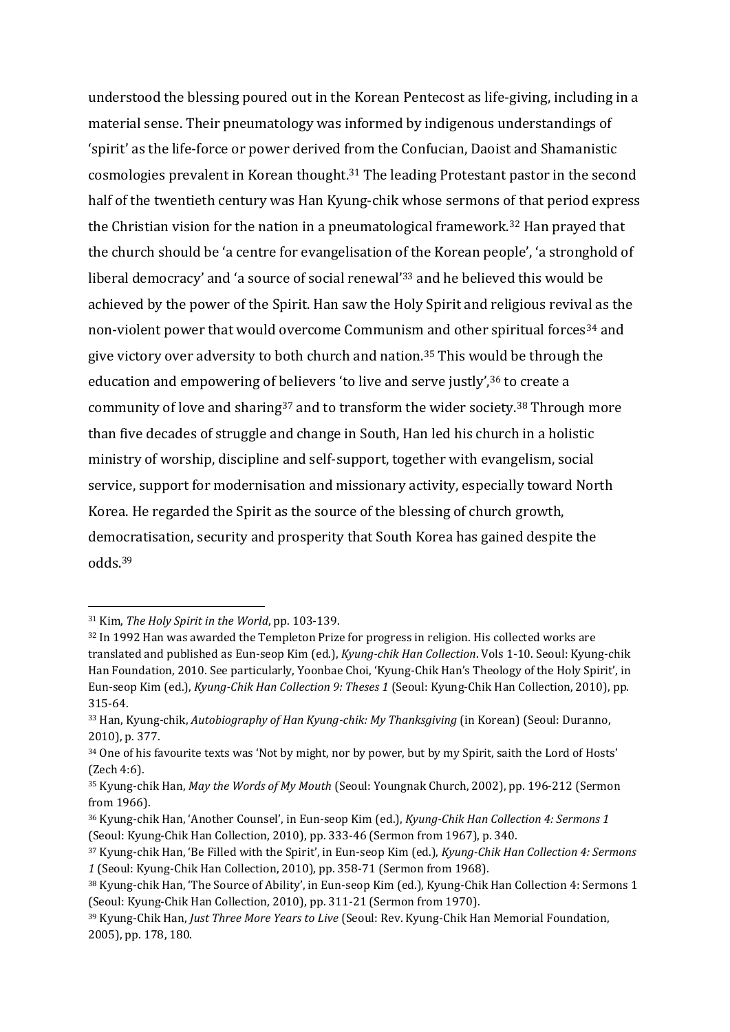understood the blessing poured out in the Korean Pentecost as life-giving, including in a material sense. Their pneumatology was informed by indigenous understandings of 'spirit' as the life-force or power derived from the Confucian, Daoist and Shamanistic cosmologies prevalent in Korean thought.[31] The leading Protestant pastor in the second half of the twentieth century was Han Kyung-chik whose sermons of that period express the Christian vision for the nation in a pneumatological framework.[32] Han prayed that the church should be 'a centre for evangelisation of the Korean people', 'a stronghold of liberal democracy' and 'a source of social renewal'[33] and he believed this would be achieved by the power of the Spirit. Han saw the Holy Spirit and religious revival as the non-violent power that would overcome Communism and other spiritual forces[34] and give victory over adversity to both church and nation.[35] This would be through the education and empowering of believers 'to live and serve justly',[36] to create a community of love and sharing[37] and to transform the wider society.[38] Through more than five decades of struggle and change in South, Han led his church in a holistic ministry of worship, discipline and self-support, together with evangelism, social service, support for modernisation and missionary activity, especially toward North Korea. He regarded the Spirit as the source of the blessing of church growth, democratisation, security and prosperity that South Korea has gained despite the odds.[39]

---

[31] Kim, *The Holy Spirit in the World*, pp. 103-139.

[32] In 1992 Han was awarded the Templeton Prize for progress in religion. His collected works are translated and published as Eun-seop Kim (ed.), *Kyung-chik Han Collection*. Vols 1-10. Seoul: Kyung-chik Han Foundation, 2010. See particularly, Yoonbae Choi, 'Kyung-Chik Han's Theology of the Holy Spirit', in Eun-seop Kim (ed.), *Kyung-Chik Han Collection 9: Theses 1* (Seoul: Kyung-Chik Han Collection, 2010), pp. 315-64.

[33] Han, Kyung-chik, *Autobiography of Han Kyung-chik: My Thanksgiving* (in Korean) (Seoul: Duranno, 2010), p. 377.

[34] One of his favourite texts was 'Not by might, nor by power, but by my Spirit, saith the Lord of Hosts' (Zech 4:6).

[35] Kyung-chik Han, *May the Words of My Mouth* (Seoul: Youngnak Church, 2002), pp. 196-212 (Sermon from 1966).

[36] Kyung-chik Han, 'Another Counsel', in Eun-seop Kim (ed.), *Kyung-Chik Han Collection 4: Sermons 1* (Seoul: Kyung-Chik Han Collection, 2010), pp. 333-46 (Sermon from 1967), p. 340.

[37] Kyung-chik Han, 'Be Filled with the Spirit', in Eun-seop Kim (ed.), *Kyung-Chik Han Collection 4: Sermons 1* (Seoul: Kyung-Chik Han Collection, 2010), pp. 358-71 (Sermon from 1968).

[38] Kyung-chik Han, 'The Source of Ability', in Eun-seop Kim (ed.), Kyung-Chik Han Collection 4: Sermons 1 (Seoul: Kyung-Chik Han Collection, 2010), pp. 311-21 (Sermon from 1970).

[39] Kyung-Chik Han, *Just Three More Years to Live* (Seoul: Rev. Kyung-Chik Han Memorial Foundation, 2005), pp. 178, 180.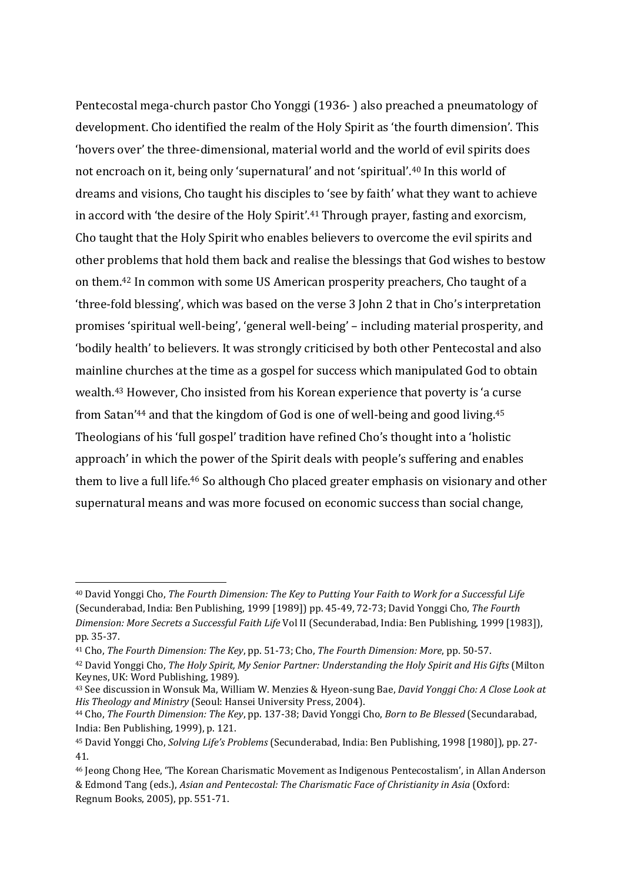Pentecostal mega-church pastor Cho Yonggi (1936- ) also preached a pneumatology of development. Cho identified the realm of the Holy Spirit as 'the fourth dimension'. This 'hovers over' the three-dimensional, material world and the world of evil spirits does not encroach on it, being only 'supernatural' and not 'spiritual'.[40] In this world of dreams and visions, Cho taught his disciples to 'see by faith' what they want to achieve in accord with 'the desire of the Holy Spirit'.[41] Through prayer, fasting and exorcism, Cho taught that the Holy Spirit who enables believers to overcome the evil spirits and other problems that hold them back and realise the blessings that God wishes to bestow on them.[42] In common with some US American prosperity preachers, Cho taught of a 'three-fold blessing', which was based on the verse 3 John 2 that in Cho's interpretation promises 'spiritual well-being', 'general well-being' – including material prosperity, and 'bodily health' to believers. It was strongly criticised by both other Pentecostal and also mainline churches at the time as a gospel for success which manipulated God to obtain wealth.[43] However, Cho insisted from his Korean experience that poverty is 'a curse from Satan'[44] and that the kingdom of God is one of well-being and good living.[45] Theologians of his 'full gospel' tradition have refined Cho's thought into a 'holistic approach' in which the power of the Spirit deals with people's suffering and enables them to live a full life.[46] So although Cho placed greater emphasis on visionary and other supernatural means and was more focused on economic success than social change,

---

[40] David Yonggi Cho, *The Fourth Dimension: The Key to Putting Your Faith to Work for a Successful Life* (Secunderabad, India: Ben Publishing, 1999 [1989]) pp. 45-49, 72-73; David Yonggi Cho, *The Fourth Dimension: More Secrets a Successful Faith Life* Vol II (Secunderabad, India: Ben Publishing, 1999 [1983]), pp. 35-37.

[41] Cho, *The Fourth Dimension: The Key*, pp. 51-73; Cho, *The Fourth Dimension: More*, pp. 50-57.

[42] David Yonggi Cho, *The Holy Spirit, My Senior Partner: Understanding the Holy Spirit and His Gifts* (Milton Keynes, UK: Word Publishing, 1989).

[43] See discussion in Wonsuk Ma, William W. Menzies & Hyeon-sung Bae, *David Yonggi Cho: A Close Look at His Theology and Ministry* (Seoul: Hansei University Press, 2004).

[44] Cho, *The Fourth Dimension: The Key*, pp. 137-38; David Yonggi Cho, *Born to Be Blessed* (Secundarabad, India: Ben Publishing, 1999), p. 121.

[45] David Yonggi Cho, *Solving Life's Problems* (Secunderabad, India: Ben Publishing, 1998 [1980]), pp. 27-41.

[46] Jeong Chong Hee, 'The Korean Charismatic Movement as Indigenous Pentecostalism', in Allan Anderson & Edmond Tang (eds.), *Asian and Pentecostal: The Charismatic Face of Christianity in Asia* (Oxford: Regnum Books, 2005), pp. 551-71.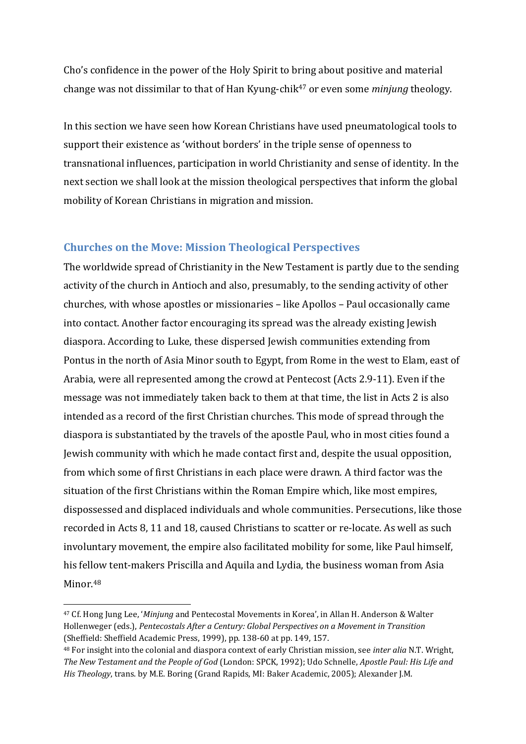Cho's confidence in the power of the Holy Spirit to bring about positive and material change was not dissimilar to that of Han Kyung-chik[47] or even some *minjung* theology.

In this section we have seen how Korean Christians have used pneumatological tools to support their existence as 'without borders' in the triple sense of openness to transnational influences, participation in world Christianity and sense of identity. In the next section we shall look at the mission theological perspectives that inform the global mobility of Korean Christians in migration and mission.

## Churches on the Move: Mission Theological Perspectives

The worldwide spread of Christianity in the New Testament is partly due to the sending activity of the church in Antioch and also, presumably, to the sending activity of other churches, with whose apostles or missionaries – like Apollos – Paul occasionally came into contact. Another factor encouraging its spread was the already existing Jewish diaspora. According to Luke, these dispersed Jewish communities extending from Pontus in the north of Asia Minor south to Egypt, from Rome in the west to Elam, east of Arabia, were all represented among the crowd at Pentecost (Acts 2.9-11). Even if the message was not immediately taken back to them at that time, the list in Acts 2 is also intended as a record of the first Christian churches. This mode of spread through the diaspora is substantiated by the travels of the apostle Paul, who in most cities found a Jewish community with which he made contact first and, despite the usual opposition, from which some of first Christians in each place were drawn. A third factor was the situation of the first Christians within the Roman Empire which, like most empires, dispossessed and displaced individuals and whole communities. Persecutions, like those recorded in Acts 8, 11 and 18, caused Christians to scatter or re-locate. As well as such involuntary movement, the empire also facilitated mobility for some, like Paul himself, his fellow tent-makers Priscilla and Aquila and Lydia, the business woman from Asia Minor.[48]

---

[47] Cf. Hong Jung Lee, '*Minjung* and Pentecostal Movements in Korea', in Allan H. Anderson & Walter Hollenweger (eds.), *Pentecostals After a Century: Global Perspectives on a Movement in Transition* (Sheffield: Sheffield Academic Press, 1999), pp. 138-60 at pp. 149, 157.

[48] For insight into the colonial and diaspora context of early Christian mission, see *inter alia* N.T. Wright, *The New Testament and the People of God* (London: SPCK, 1992); Udo Schnelle, *Apostle Paul: His Life and His Theology*, trans. by M.E. Boring (Grand Rapids, MI: Baker Academic, 2005); Alexander J.M.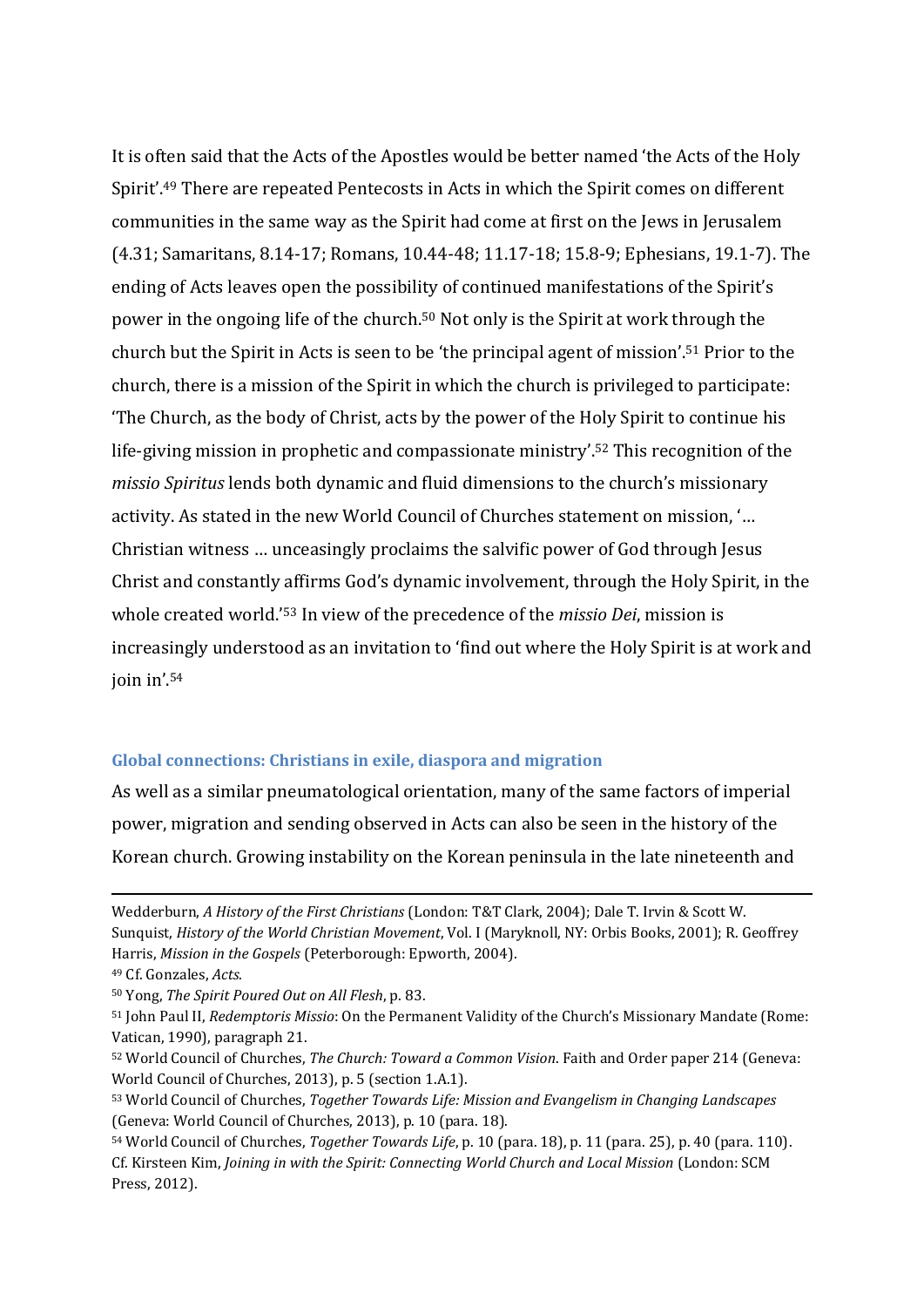It is often said that the Acts of the Apostles would be better named 'the Acts of the Holy Spirit'.[49] There are repeated Pentecosts in Acts in which the Spirit comes on different communities in the same way as the Spirit had come at first on the Jews in Jerusalem (4.31; Samaritans, 8.14-17; Romans, 10.44-48; 11.17-18; 15.8-9; Ephesians, 19.1-7). The ending of Acts leaves open the possibility of continued manifestations of the Spirit's power in the ongoing life of the church.[50] Not only is the Spirit at work through the church but the Spirit in Acts is seen to be 'the principal agent of mission'.[51] Prior to the church, there is a mission of the Spirit in which the church is privileged to participate: 'The Church, as the body of Christ, acts by the power of the Holy Spirit to continue his life-giving mission in prophetic and compassionate ministry'.[52] This recognition of the *missio Spiritus* lends both dynamic and fluid dimensions to the church's missionary activity. As stated in the new World Council of Churches statement on mission, '… Christian witness … unceasingly proclaims the salvific power of God through Jesus Christ and constantly affirms God's dynamic involvement, through the Holy Spirit, in the whole created world.'[53] In view of the precedence of the *missio Dei*, mission is increasingly understood as an invitation to 'find out where the Holy Spirit is at work and join in'.[54]

### Global connections: Christians in exile, diaspora and migration

As well as a similar pneumatological orientation, many of the same factors of imperial power, migration and sending observed in Acts can also be seen in the history of the Korean church. Growing instability on the Korean peninsula in the late nineteenth and

---

Wedderburn, *A History of the First Christians* (London: T&T Clark, 2004); Dale T. Irvin & Scott W. Sunquist, *History of the World Christian Movement*, Vol. I (Maryknoll, NY: Orbis Books, 2001); R. Geoffrey Harris, *Mission in the Gospels* (Peterborough: Epworth, 2004).

[49] Cf. Gonzales, *Acts*.

[50] Yong, *The Spirit Poured Out on All Flesh*, p. 83.

[51] John Paul II, *Redemptoris Missio*: On the Permanent Validity of the Church's Missionary Mandate (Rome: Vatican, 1990), paragraph 21.

[52] World Council of Churches, *The Church: Toward a Common Vision*. Faith and Order paper 214 (Geneva: World Council of Churches, 2013), p. 5 (section 1.A.1).

[53] World Council of Churches, *Together Towards Life: Mission and Evangelism in Changing Landscapes* (Geneva: World Council of Churches, 2013), p. 10 (para. 18).

[54] World Council of Churches, *Together Towards Life*, p. 10 (para. 18), p. 11 (para. 25), p. 40 (para. 110). Cf. Kirsteen Kim, *Joining in with the Spirit: Connecting World Church and Local Mission* (London: SCM Press, 2012).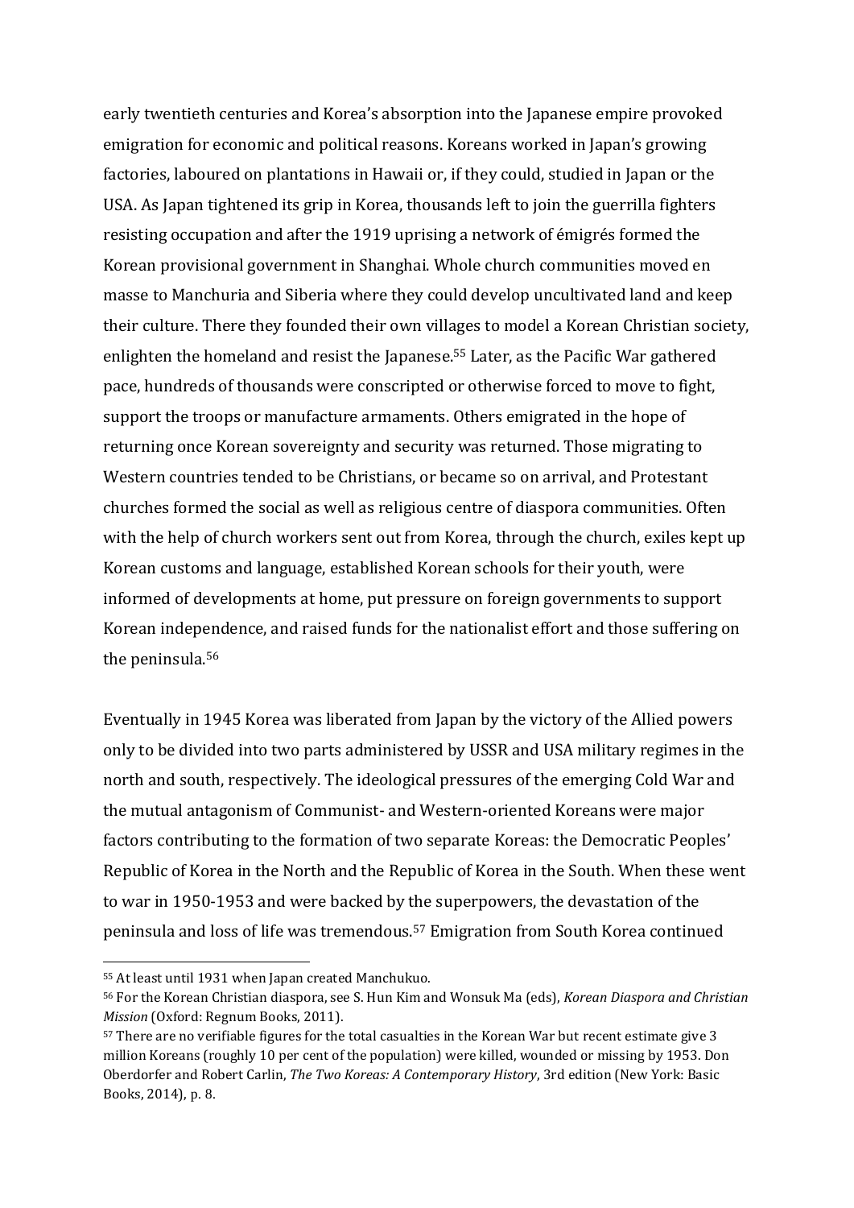early twentieth centuries and Korea's absorption into the Japanese empire provoked emigration for economic and political reasons. Koreans worked in Japan's growing factories, laboured on plantations in Hawaii or, if they could, studied in Japan or the USA. As Japan tightened its grip in Korea, thousands left to join the guerrilla fighters resisting occupation and after the 1919 uprising a network of émigrés formed the Korean provisional government in Shanghai. Whole church communities moved en masse to Manchuria and Siberia where they could develop uncultivated land and keep their culture. There they founded their own villages to model a Korean Christian society, enlighten the homeland and resist the Japanese.[55] Later, as the Pacific War gathered pace, hundreds of thousands were conscripted or otherwise forced to move to fight, support the troops or manufacture armaments. Others emigrated in the hope of returning once Korean sovereignty and security was returned. Those migrating to Western countries tended to be Christians, or became so on arrival, and Protestant churches formed the social as well as religious centre of diaspora communities. Often with the help of church workers sent out from Korea, through the church, exiles kept up Korean customs and language, established Korean schools for their youth, were informed of developments at home, put pressure on foreign governments to support Korean independence, and raised funds for the nationalist effort and those suffering on the peninsula.[56]

Eventually in 1945 Korea was liberated from Japan by the victory of the Allied powers only to be divided into two parts administered by USSR and USA military regimes in the north and south, respectively. The ideological pressures of the emerging Cold War and the mutual antagonism of Communist- and Western-oriented Koreans were major factors contributing to the formation of two separate Koreas: the Democratic Peoples' Republic of Korea in the North and the Republic of Korea in the South. When these went to war in 1950-1953 and were backed by the superpowers, the devastation of the peninsula and loss of life was tremendous.[57] Emigration from South Korea continued

---

[55] At least until 1931 when Japan created Manchukuo.

[56] For the Korean Christian diaspora, see S. Hun Kim and Wonsuk Ma (eds), *Korean Diaspora and Christian Mission* (Oxford: Regnum Books, 2011).

[57] There are no verifiable figures for the total casualties in the Korean War but recent estimate give 3 million Koreans (roughly 10 per cent of the population) were killed, wounded or missing by 1953. Don Oberdorfer and Robert Carlin, *The Two Koreas: A Contemporary History*, 3rd edition (New York: Basic Books, 2014), p. 8.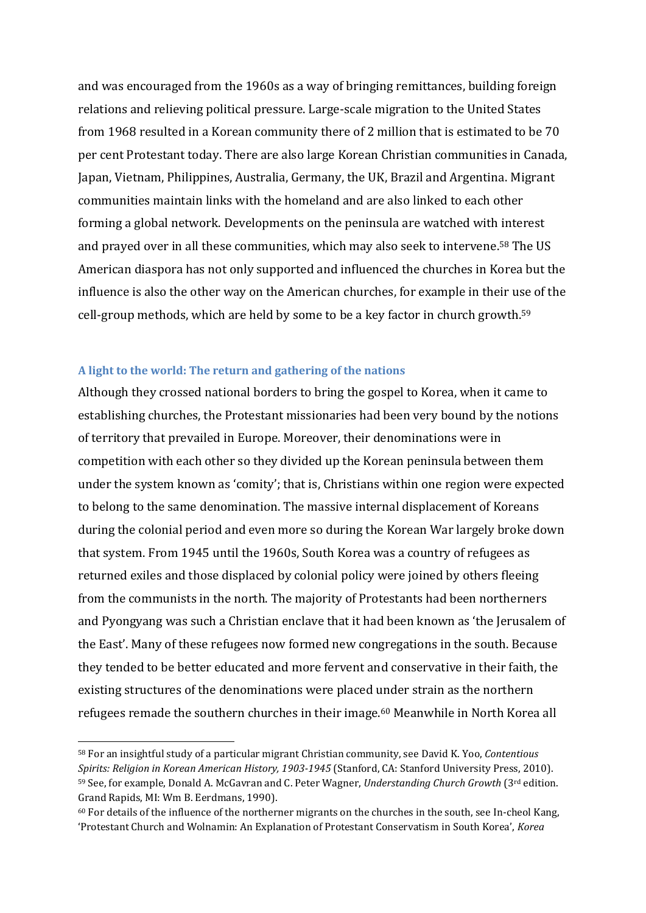and was encouraged from the 1960s as a way of bringing remittances, building foreign relations and relieving political pressure. Large-scale migration to the United States from 1968 resulted in a Korean community there of 2 million that is estimated to be 70 per cent Protestant today. There are also large Korean Christian communities in Canada, Japan, Vietnam, Philippines, Australia, Germany, the UK, Brazil and Argentina. Migrant communities maintain links with the homeland and are also linked to each other forming a global network. Developments on the peninsula are watched with interest and prayed over in all these communities, which may also seek to intervene.[58] The US American diaspora has not only supported and influenced the churches in Korea but the influence is also the other way on the American churches, for example in their use of the cell-group methods, which are held by some to be a key factor in church growth.[59]

### A light to the world: The return and gathering of the nations

Although they crossed national borders to bring the gospel to Korea, when it came to establishing churches, the Protestant missionaries had been very bound by the notions of territory that prevailed in Europe. Moreover, their denominations were in competition with each other so they divided up the Korean peninsula between them under the system known as 'comity'; that is, Christians within one region were expected to belong to the same denomination. The massive internal displacement of Koreans during the colonial period and even more so during the Korean War largely broke down that system. From 1945 until the 1960s, South Korea was a country of refugees as returned exiles and those displaced by colonial policy were joined by others fleeing from the communists in the north. The majority of Protestants had been northerners and Pyongyang was such a Christian enclave that it had been known as 'the Jerusalem of the East'. Many of these refugees now formed new congregations in the south. Because they tended to be better educated and more fervent and conservative in their faith, the existing structures of the denominations were placed under strain as the northern refugees remade the southern churches in their image.[60] Meanwhile in North Korea all

---

[58] For an insightful study of a particular migrant Christian community, see David K. Yoo, *Contentious Spirits: Religion in Korean American History, 1903-1945* (Stanford, CA: Stanford University Press, 2010).

[59] See, for example, Donald A. McGavran and C. Peter Wagner, *Understanding Church Growth* (3rd edition. Grand Rapids, MI: Wm B. Eerdmans, 1990).

[60] For details of the influence of the northerner migrants on the churches in the south, see In-cheol Kang, 'Protestant Church and Wolnamin: An Explanation of Protestant Conservatism in South Korea', *Korea*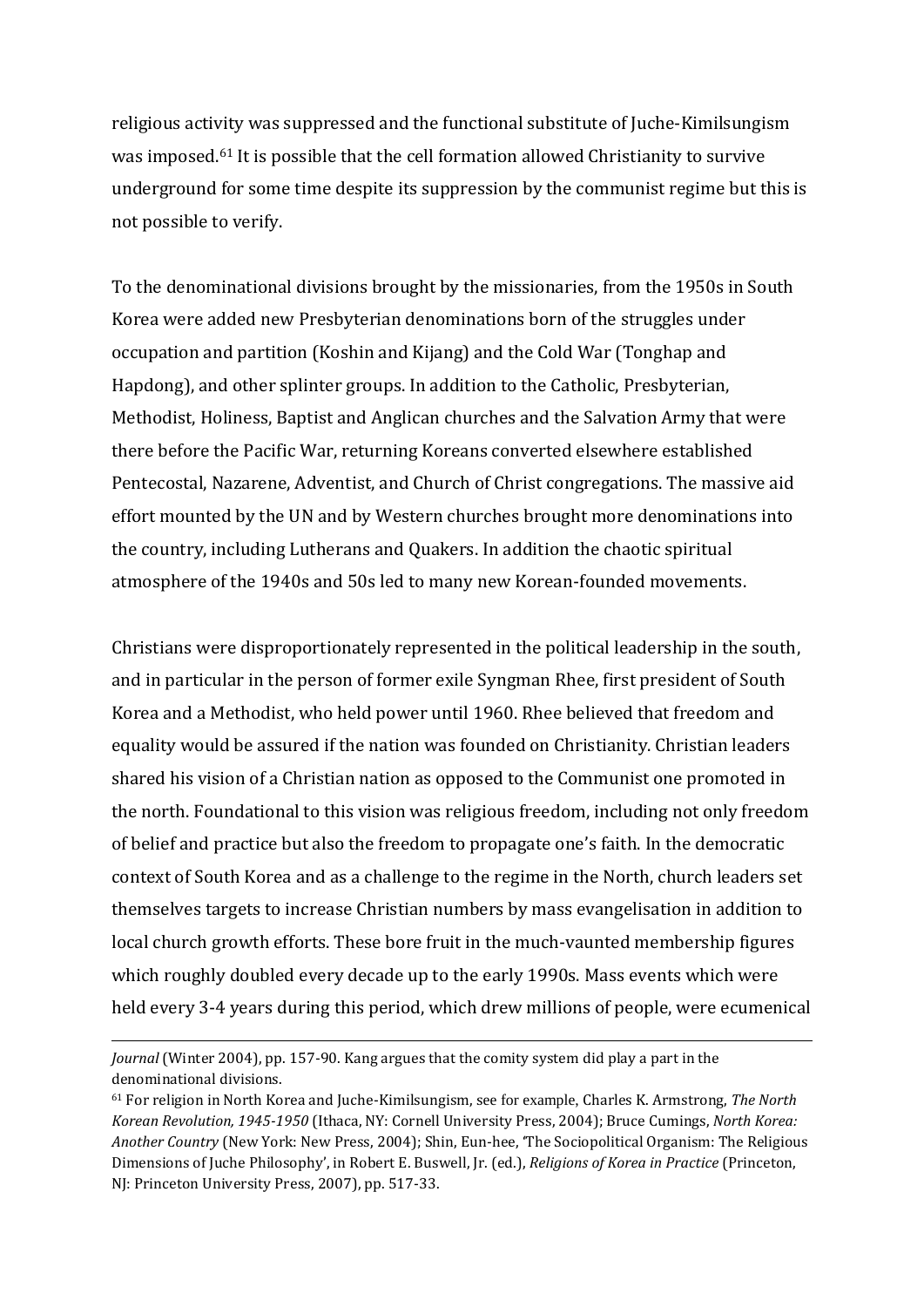religious activity was suppressed and the functional substitute of Juche-Kimilsungism was imposed.[61] It is possible that the cell formation allowed Christianity to survive underground for some time despite its suppression by the communist regime but this is not possible to verify.

To the denominational divisions brought by the missionaries, from the 1950s in South Korea were added new Presbyterian denominations born of the struggles under occupation and partition (Koshin and Kijang) and the Cold War (Tonghap and Hapdong), and other splinter groups. In addition to the Catholic, Presbyterian, Methodist, Holiness, Baptist and Anglican churches and the Salvation Army that were there before the Pacific War, returning Koreans converted elsewhere established Pentecostal, Nazarene, Adventist, and Church of Christ congregations. The massive aid effort mounted by the UN and by Western churches brought more denominations into the country, including Lutherans and Quakers. In addition the chaotic spiritual atmosphere of the 1940s and 50s led to many new Korean-founded movements.

Christians were disproportionately represented in the political leadership in the south, and in particular in the person of former exile Syngman Rhee, first president of South Korea and a Methodist, who held power until 1960. Rhee believed that freedom and equality would be assured if the nation was founded on Christianity. Christian leaders shared his vision of a Christian nation as opposed to the Communist one promoted in the north. Foundational to this vision was religious freedom, including not only freedom of belief and practice but also the freedom to propagate one's faith. In the democratic context of South Korea and as a challenge to the regime in the North, church leaders set themselves targets to increase Christian numbers by mass evangelisation in addition to local church growth efforts. These bore fruit in the much-vaunted membership figures which roughly doubled every decade up to the early 1990s. Mass events which were held every 3-4 years during this period, which drew millions of people, were ecumenical

---

*Journal* (Winter 2004), pp. 157-90. Kang argues that the comity system did play a part in the denominational divisions.

[61] For religion in North Korea and Juche-Kimilsungism, see for example, Charles K. Armstrong, *The North Korean Revolution, 1945-1950* (Ithaca, NY: Cornell University Press, 2004); Bruce Cumings, *North Korea: Another Country* (New York: New Press, 2004); Shin, Eun-hee, 'The Sociopolitical Organism: The Religious Dimensions of Juche Philosophy', in Robert E. Buswell, Jr. (ed.), *Religions of Korea in Practice* (Princeton, NJ: Princeton University Press, 2007), pp. 517-33.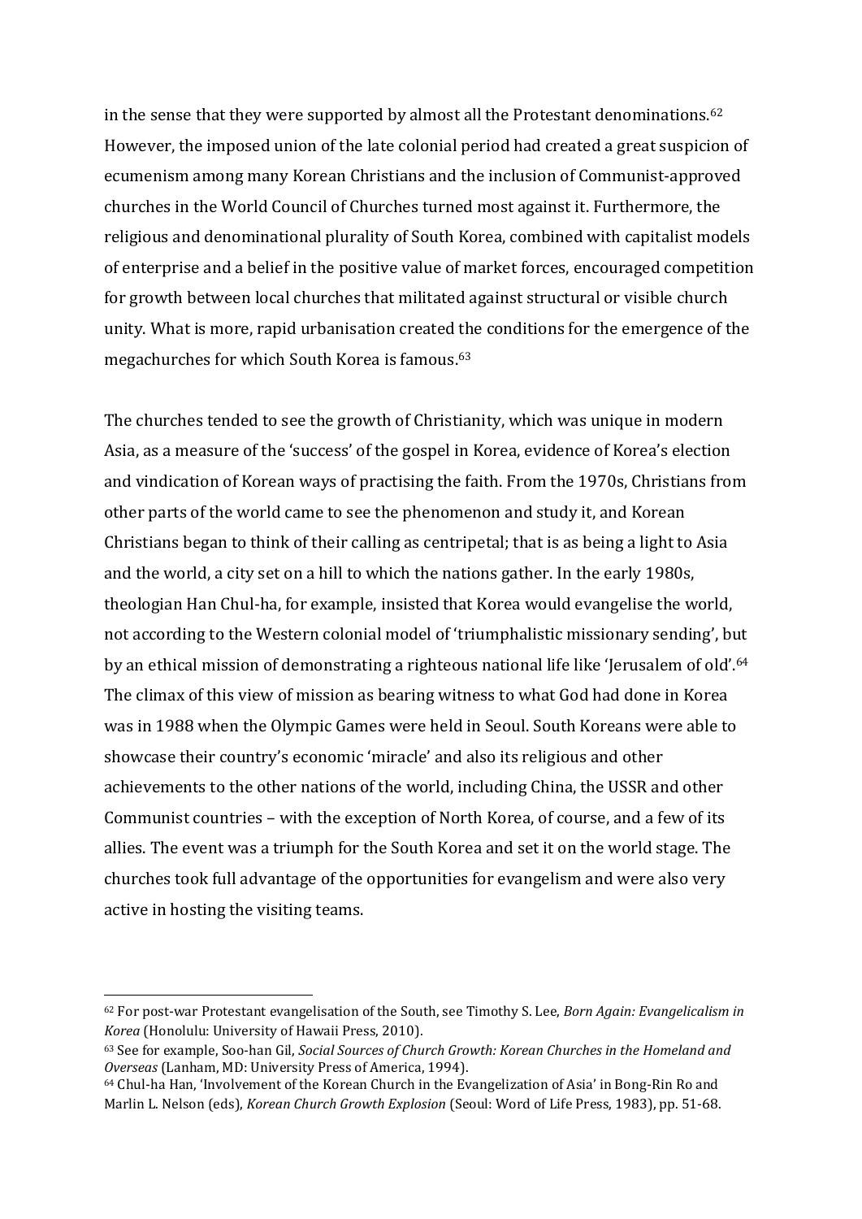in the sense that they were supported by almost all the Protestant denominations.[62] However, the imposed union of the late colonial period had created a great suspicion of ecumenism among many Korean Christians and the inclusion of Communist-approved churches in the World Council of Churches turned most against it. Furthermore, the religious and denominational plurality of South Korea, combined with capitalist models of enterprise and a belief in the positive value of market forces, encouraged competition for growth between local churches that militated against structural or visible church unity. What is more, rapid urbanisation created the conditions for the emergence of the megachurches for which South Korea is famous.[63]

The churches tended to see the growth of Christianity, which was unique in modern Asia, as a measure of the 'success' of the gospel in Korea, evidence of Korea's election and vindication of Korean ways of practising the faith. From the 1970s, Christians from other parts of the world came to see the phenomenon and study it, and Korean Christians began to think of their calling as centripetal; that is as being a light to Asia and the world, a city set on a hill to which the nations gather. In the early 1980s, theologian Han Chul-ha, for example, insisted that Korea would evangelise the world, not according to the Western colonial model of 'triumphalistic missionary sending', but by an ethical mission of demonstrating a righteous national life like 'Jerusalem of old'.[64] The climax of this view of mission as bearing witness to what God had done in Korea was in 1988 when the Olympic Games were held in Seoul. South Koreans were able to showcase their country's economic 'miracle' and also its religious and other achievements to the other nations of the world, including China, the USSR and other Communist countries – with the exception of North Korea, of course, and a few of its allies. The event was a triumph for the South Korea and set it on the world stage. The churches took full advantage of the opportunities for evangelism and were also very active in hosting the visiting teams.

---

[62] For post-war Protestant evangelisation of the South, see Timothy S. Lee, *Born Again: Evangelicalism in Korea* (Honolulu: University of Hawaii Press, 2010).

[63] See for example, Soo-han Gil, *Social Sources of Church Growth: Korean Churches in the Homeland and Overseas* (Lanham, MD: University Press of America, 1994).

[64] Chul-ha Han, 'Involvement of the Korean Church in the Evangelization of Asia' in Bong-Rin Ro and Marlin L. Nelson (eds), *Korean Church Growth Explosion* (Seoul: Word of Life Press, 1983), pp. 51-68.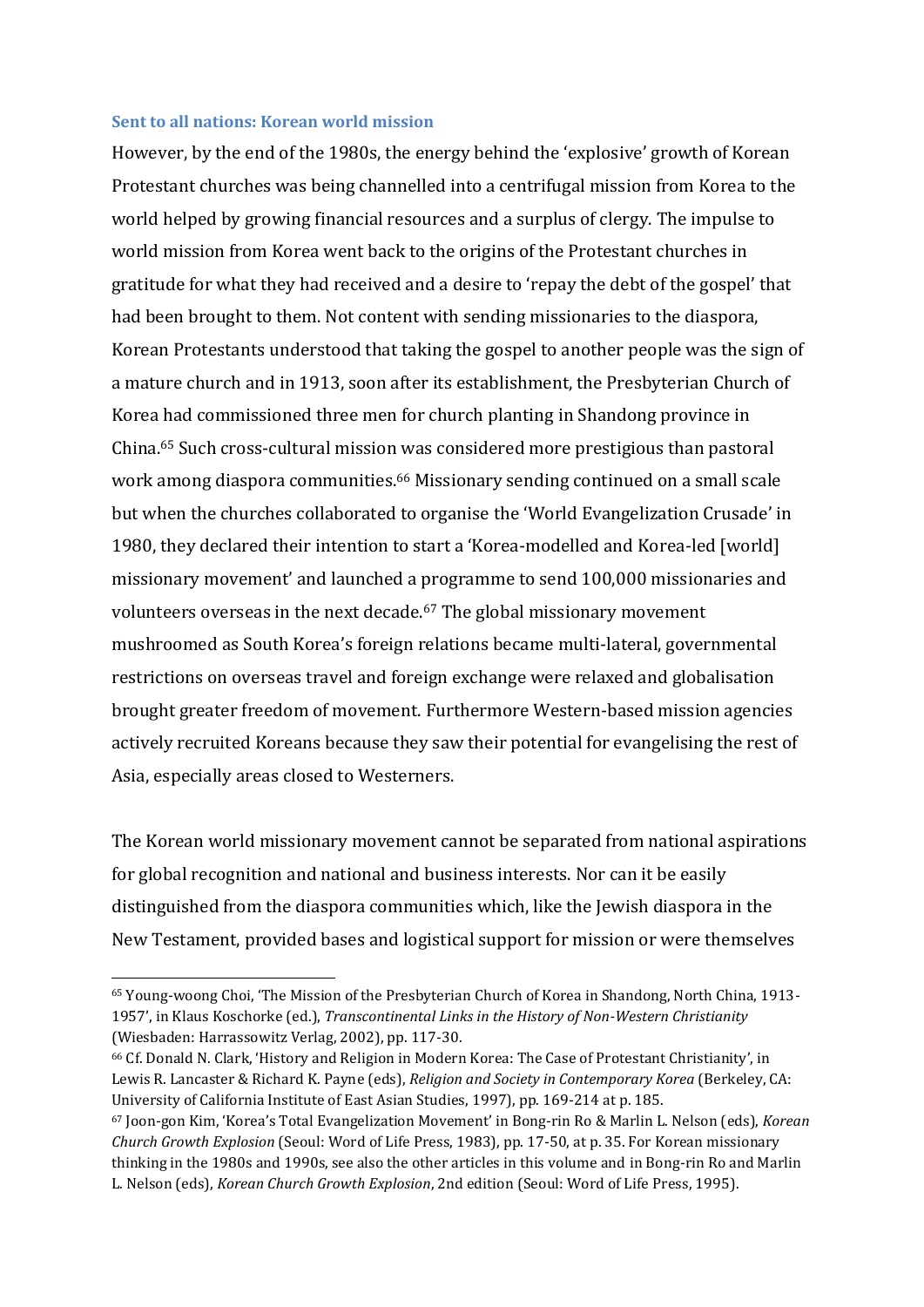### Sent to all nations: Korean world mission

However, by the end of the 1980s, the energy behind the 'explosive' growth of Korean Protestant churches was being channelled into a centrifugal mission from Korea to the world helped by growing financial resources and a surplus of clergy. The impulse to world mission from Korea went back to the origins of the Protestant churches in gratitude for what they had received and a desire to 'repay the debt of the gospel' that had been brought to them. Not content with sending missionaries to the diaspora, Korean Protestants understood that taking the gospel to another people was the sign of a mature church and in 1913, soon after its establishment, the Presbyterian Church of Korea had commissioned three men for church planting in Shandong province in China.[65] Such cross-cultural mission was considered more prestigious than pastoral work among diaspora communities.[66] Missionary sending continued on a small scale but when the churches collaborated to organise the 'World Evangelization Crusade' in 1980, they declared their intention to start a 'Korea-modelled and Korea-led [world] missionary movement' and launched a programme to send 100,000 missionaries and volunteers overseas in the next decade.[67] The global missionary movement mushroomed as South Korea's foreign relations became multi-lateral, governmental restrictions on overseas travel and foreign exchange were relaxed and globalisation brought greater freedom of movement. Furthermore Western-based mission agencies actively recruited Koreans because they saw their potential for evangelising the rest of Asia, especially areas closed to Westerners.

The Korean world missionary movement cannot be separated from national aspirations for global recognition and national and business interests. Nor can it be easily distinguished from the diaspora communities which, like the Jewish diaspora in the New Testament, provided bases and logistical support for mission or were themselves

---

[65] Young-woong Choi, 'The Mission of the Presbyterian Church of Korea in Shandong, North China, 1913-1957', in Klaus Koschorke (ed.), *Transcontinental Links in the History of Non-Western Christianity* (Wiesbaden: Harrassowitz Verlag, 2002), pp. 117-30.

[66] Cf. Donald N. Clark, 'History and Religion in Modern Korea: The Case of Protestant Christianity', in Lewis R. Lancaster & Richard K. Payne (eds), *Religion and Society in Contemporary Korea* (Berkeley, CA: University of California Institute of East Asian Studies, 1997), pp. 169-214 at p. 185.

[67] Joon-gon Kim, 'Korea's Total Evangelization Movement' in Bong-rin Ro & Marlin L. Nelson (eds), *Korean Church Growth Explosion* (Seoul: Word of Life Press, 1983), pp. 17-50, at p. 35. For Korean missionary thinking in the 1980s and 1990s, see also the other articles in this volume and in Bong-rin Ro and Marlin L. Nelson (eds), *Korean Church Growth Explosion*, 2nd edition (Seoul: Word of Life Press, 1995).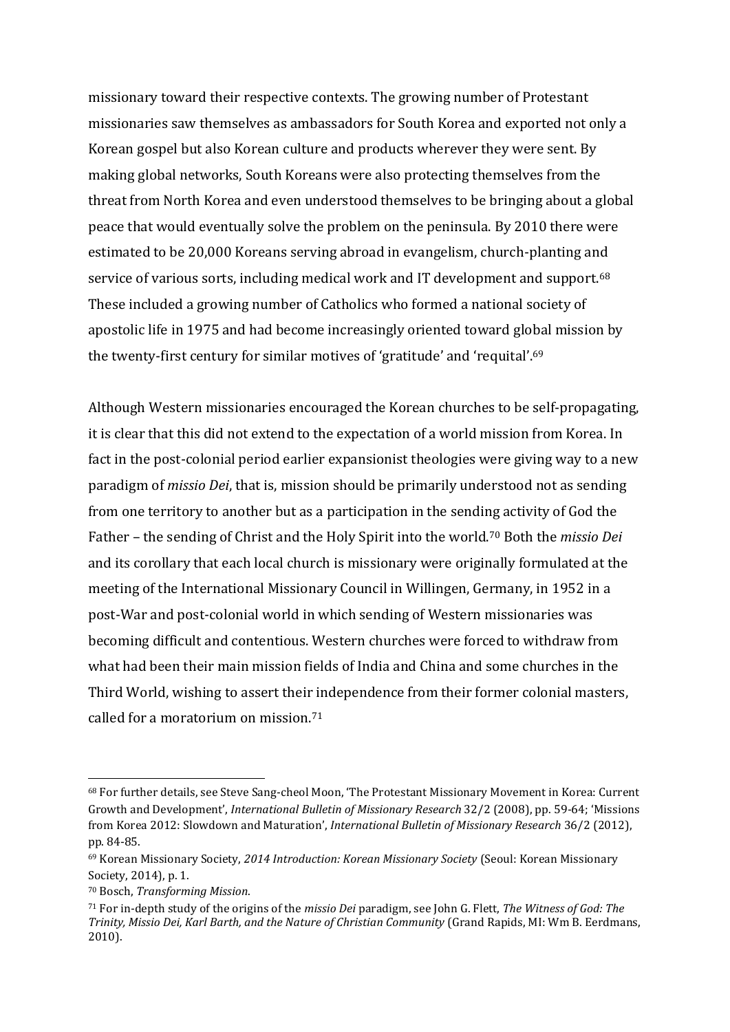missionary toward their respective contexts. The growing number of Protestant missionaries saw themselves as ambassadors for South Korea and exported not only a Korean gospel but also Korean culture and products wherever they were sent. By making global networks, South Koreans were also protecting themselves from the threat from North Korea and even understood themselves to be bringing about a global peace that would eventually solve the problem on the peninsula. By 2010 there were estimated to be 20,000 Koreans serving abroad in evangelism, church-planting and service of various sorts, including medical work and IT development and support.[68] These included a growing number of Catholics who formed a national society of apostolic life in 1975 and had become increasingly oriented toward global mission by the twenty-first century for similar motives of 'gratitude' and 'requital'.[69]

Although Western missionaries encouraged the Korean churches to be self-propagating, it is clear that this did not extend to the expectation of a world mission from Korea. In fact in the post-colonial period earlier expansionist theologies were giving way to a new paradigm of *missio Dei*, that is, mission should be primarily understood not as sending from one territory to another but as a participation in the sending activity of God the Father – the sending of Christ and the Holy Spirit into the world.[70] Both the *missio Dei* and its corollary that each local church is missionary were originally formulated at the meeting of the International Missionary Council in Willingen, Germany, in 1952 in a post-War and post-colonial world in which sending of Western missionaries was becoming difficult and contentious. Western churches were forced to withdraw from what had been their main mission fields of India and China and some churches in the Third World, wishing to assert their independence from their former colonial masters, called for a moratorium on mission.[71]

---

[68] For further details, see Steve Sang-cheol Moon, 'The Protestant Missionary Movement in Korea: Current Growth and Development', *International Bulletin of Missionary Research* 32/2 (2008), pp. 59-64; 'Missions from Korea 2012: Slowdown and Maturation', *International Bulletin of Missionary Research* 36/2 (2012), pp. 84-85.

[69] Korean Missionary Society, *2014 Introduction: Korean Missionary Society* (Seoul: Korean Missionary Society, 2014), p. 1.

[70] Bosch, *Transforming Mission*.

[71] For in-depth study of the origins of the *missio Dei* paradigm, see John G. Flett, *The Witness of God: The Trinity, Missio Dei, Karl Barth, and the Nature of Christian Community* (Grand Rapids, MI: Wm B. Eerdmans, 2010).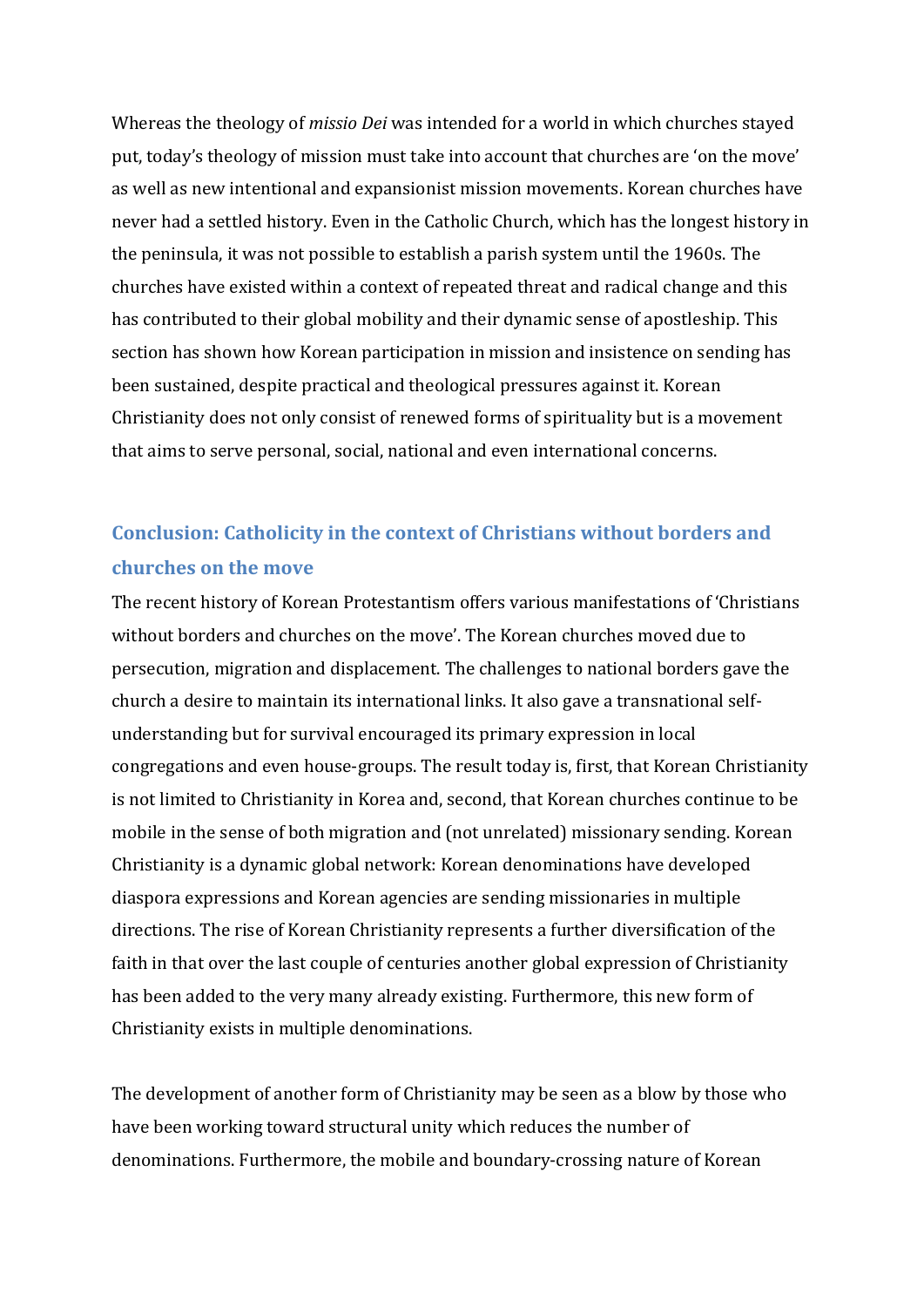Whereas the theology of *missio Dei* was intended for a world in which churches stayed put, today's theology of mission must take into account that churches are 'on the move' as well as new intentional and expansionist mission movements. Korean churches have never had a settled history. Even in the Catholic Church, which has the longest history in the peninsula, it was not possible to establish a parish system until the 1960s. The churches have existed within a context of repeated threat and radical change and this has contributed to their global mobility and their dynamic sense of apostleship. This section has shown how Korean participation in mission and insistence on sending has been sustained, despite practical and theological pressures against it. Korean Christianity does not only consist of renewed forms of spirituality but is a movement that aims to serve personal, social, national and even international concerns.

## Conclusion: Catholicity in the context of Christians without borders and churches on the move

The recent history of Korean Protestantism offers various manifestations of 'Christians without borders and churches on the move'. The Korean churches moved due to persecution, migration and displacement. The challenges to national borders gave the church a desire to maintain its international links. It also gave a transnational self-understanding but for survival encouraged its primary expression in local congregations and even house-groups. The result today is, first, that Korean Christianity is not limited to Christianity in Korea and, second, that Korean churches continue to be mobile in the sense of both migration and (not unrelated) missionary sending. Korean Christianity is a dynamic global network: Korean denominations have developed diaspora expressions and Korean agencies are sending missionaries in multiple directions. The rise of Korean Christianity represents a further diversification of the faith in that over the last couple of centuries another global expression of Christianity has been added to the very many already existing. Furthermore, this new form of Christianity exists in multiple denominations.

The development of another form of Christianity may be seen as a blow by those who have been working toward structural unity which reduces the number of denominations. Furthermore, the mobile and boundary-crossing nature of Korean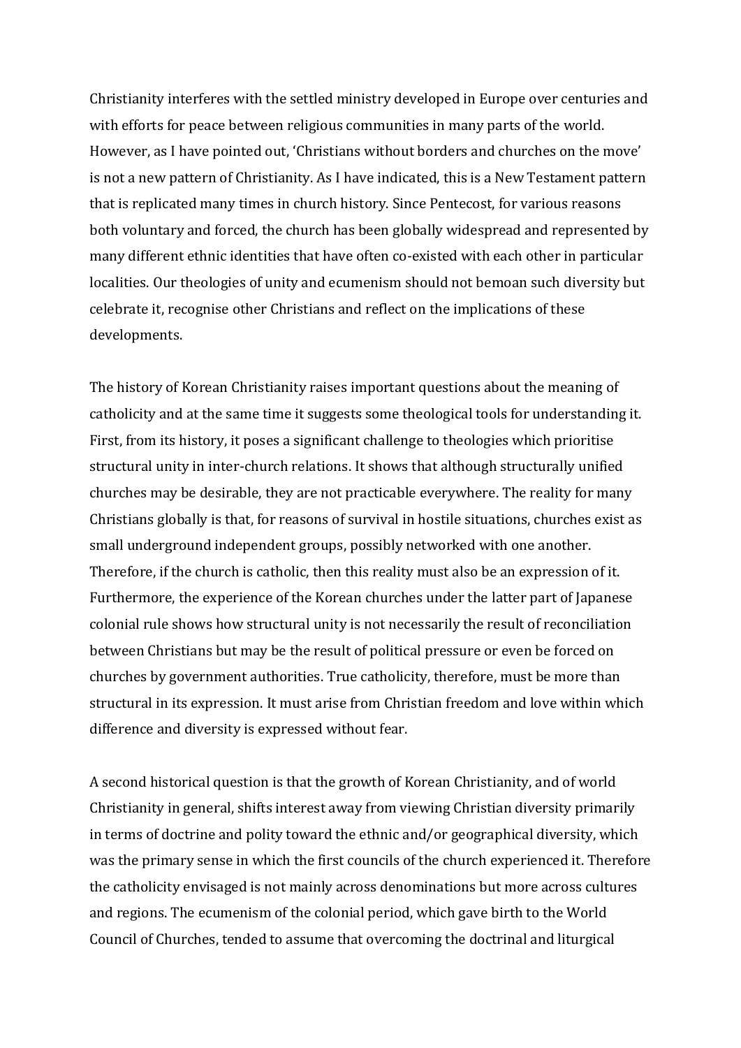Christianity interferes with the settled ministry developed in Europe over centuries and with efforts for peace between religious communities in many parts of the world. However, as I have pointed out, 'Christians without borders and churches on the move' is not a new pattern of Christianity. As I have indicated, this is a New Testament pattern that is replicated many times in church history. Since Pentecost, for various reasons both voluntary and forced, the church has been globally widespread and represented by many different ethnic identities that have often co-existed with each other in particular localities. Our theologies of unity and ecumenism should not bemoan such diversity but celebrate it, recognise other Christians and reflect on the implications of these developments.

The history of Korean Christianity raises important questions about the meaning of catholicity and at the same time it suggests some theological tools for understanding it. First, from its history, it poses a significant challenge to theologies which prioritise structural unity in inter-church relations. It shows that although structurally unified churches may be desirable, they are not practicable everywhere. The reality for many Christians globally is that, for reasons of survival in hostile situations, churches exist as small underground independent groups, possibly networked with one another. Therefore, if the church is catholic, then this reality must also be an expression of it. Furthermore, the experience of the Korean churches under the latter part of Japanese colonial rule shows how structural unity is not necessarily the result of reconciliation between Christians but may be the result of political pressure or even be forced on churches by government authorities. True catholicity, therefore, must be more than structural in its expression. It must arise from Christian freedom and love within which difference and diversity is expressed without fear.

A second historical question is that the growth of Korean Christianity, and of world Christianity in general, shifts interest away from viewing Christian diversity primarily in terms of doctrine and polity toward the ethnic and/or geographical diversity, which was the primary sense in which the first councils of the church experienced it. Therefore the catholicity envisaged is not mainly across denominations but more across cultures and regions. The ecumenism of the colonial period, which gave birth to the World Council of Churches, tended to assume that overcoming the doctrinal and liturgical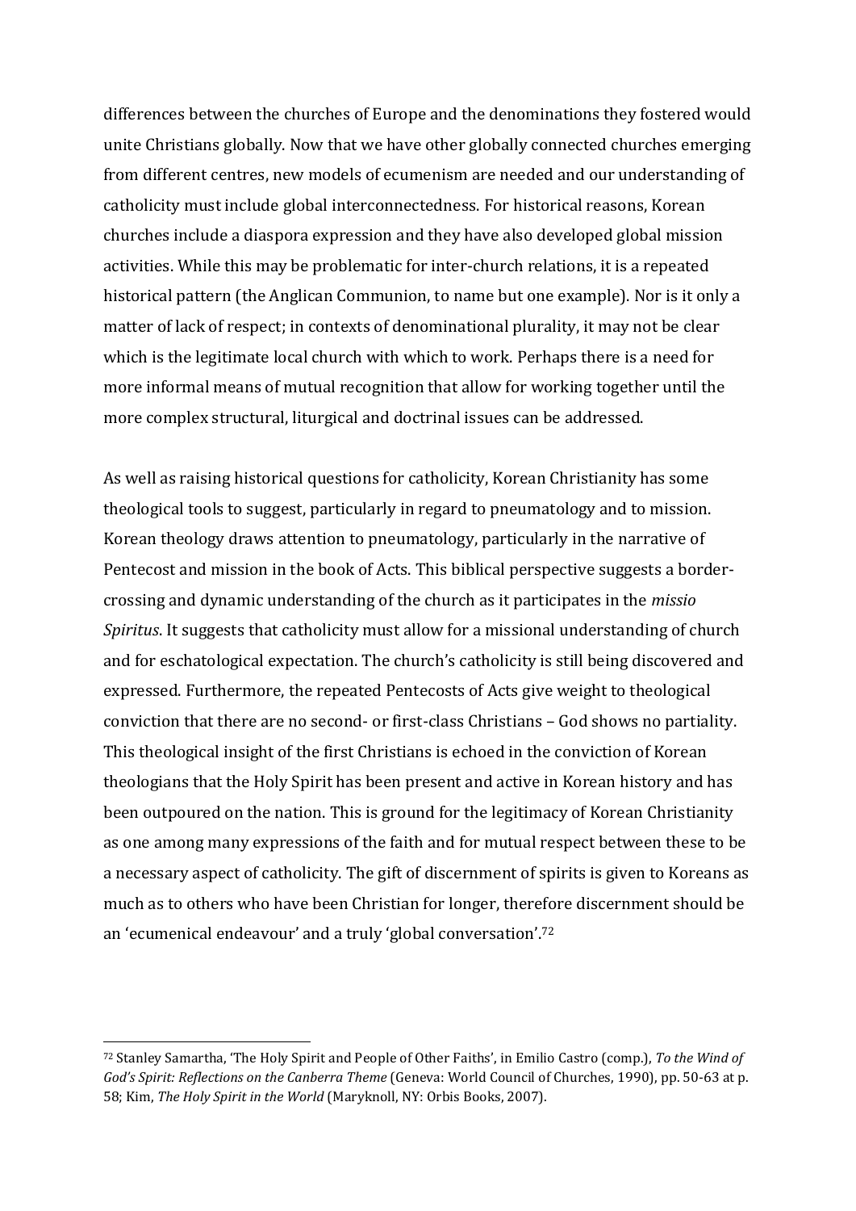differences between the churches of Europe and the denominations they fostered would unite Christians globally. Now that we have other globally connected churches emerging from different centres, new models of ecumenism are needed and our understanding of catholicity must include global interconnectedness. For historical reasons, Korean churches include a diaspora expression and they have also developed global mission activities. While this may be problematic for inter-church relations, it is a repeated historical pattern (the Anglican Communion, to name but one example). Nor is it only a matter of lack of respect; in contexts of denominational plurality, it may not be clear which is the legitimate local church with which to work. Perhaps there is a need for more informal means of mutual recognition that allow for working together until the more complex structural, liturgical and doctrinal issues can be addressed.

As well as raising historical questions for catholicity, Korean Christianity has some theological tools to suggest, particularly in regard to pneumatology and to mission. Korean theology draws attention to pneumatology, particularly in the narrative of Pentecost and mission in the book of Acts. This biblical perspective suggests a border-crossing and dynamic understanding of the church as it participates in the *missio Spiritus*. It suggests that catholicity must allow for a missional understanding of church and for eschatological expectation. The church's catholicity is still being discovered and expressed. Furthermore, the repeated Pentecosts of Acts give weight to theological conviction that there are no second- or first-class Christians – God shows no partiality. This theological insight of the first Christians is echoed in the conviction of Korean theologians that the Holy Spirit has been present and active in Korean history and has been outpoured on the nation. This is ground for the legitimacy of Korean Christianity as one among many expressions of the faith and for mutual respect between these to be a necessary aspect of catholicity. The gift of discernment of spirits is given to Koreans as much as to others who have been Christian for longer, therefore discernment should be an 'ecumenical endeavour' and a truly 'global conversation'.[72]

---

[72] Stanley Samartha, 'The Holy Spirit and People of Other Faiths', in Emilio Castro (comp.), *To the Wind of God's Spirit: Reflections on the Canberra Theme* (Geneva: World Council of Churches, 1990), pp. 50-63 at p. 58; Kim, *The Holy Spirit in the World* (Maryknoll, NY: Orbis Books, 2007).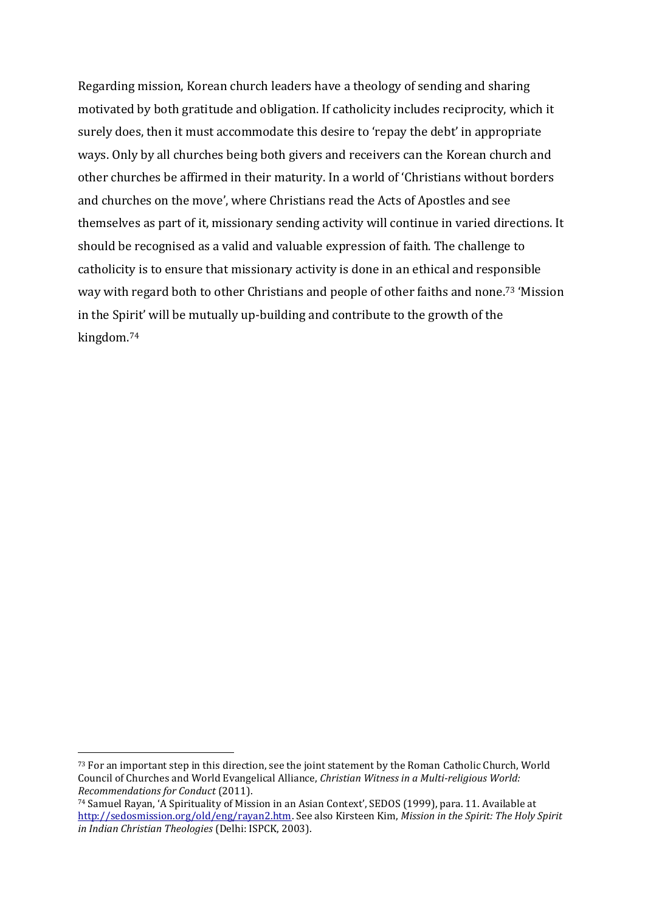Regarding mission, Korean church leaders have a theology of sending and sharing motivated by both gratitude and obligation. If catholicity includes reciprocity, which it surely does, then it must accommodate this desire to 'repay the debt' in appropriate ways. Only by all churches being both givers and receivers can the Korean church and other churches be affirmed in their maturity. In a world of 'Christians without borders and churches on the move', where Christians read the Acts of Apostles and see themselves as part of it, missionary sending activity will continue in varied directions. It should be recognised as a valid and valuable expression of faith. The challenge to catholicity is to ensure that missionary activity is done in an ethical and responsible way with regard both to other Christians and people of other faiths and none.[73] 'Mission in the Spirit' will be mutually up-building and contribute to the growth of the kingdom.[74]

---

[73] For an important step in this direction, see the joint statement by the Roman Catholic Church, World Council of Churches and World Evangelical Alliance, *Christian Witness in a Multi-religious World: Recommendations for Conduct* (2011).

[74] Samuel Rayan, 'A Spirituality of Mission in an Asian Context', SEDOS (1999), para. 11. Available at http://sedosmission.org/old/eng/rayan2.htm. See also Kirsteen Kim, *Mission in the Spirit: The Holy Spirit in Indian Christian Theologies* (Delhi: ISPCK, 2003).